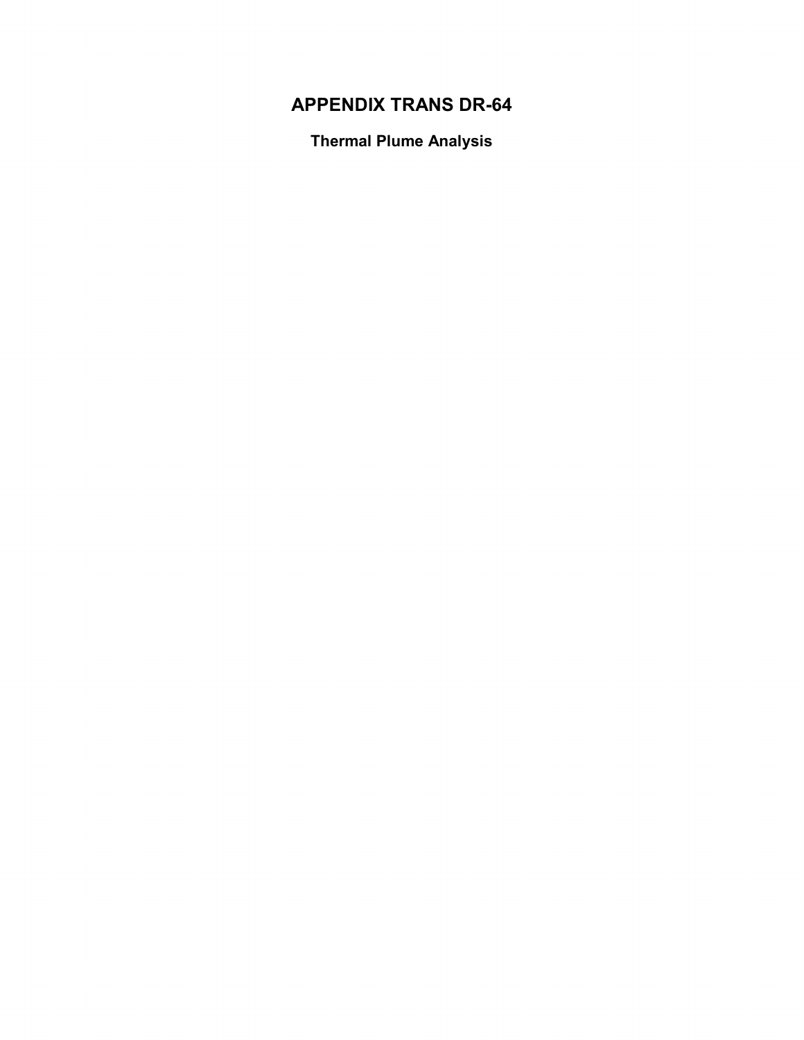# APPENDIX TRANS DR-64

## Thermal Plume Analysis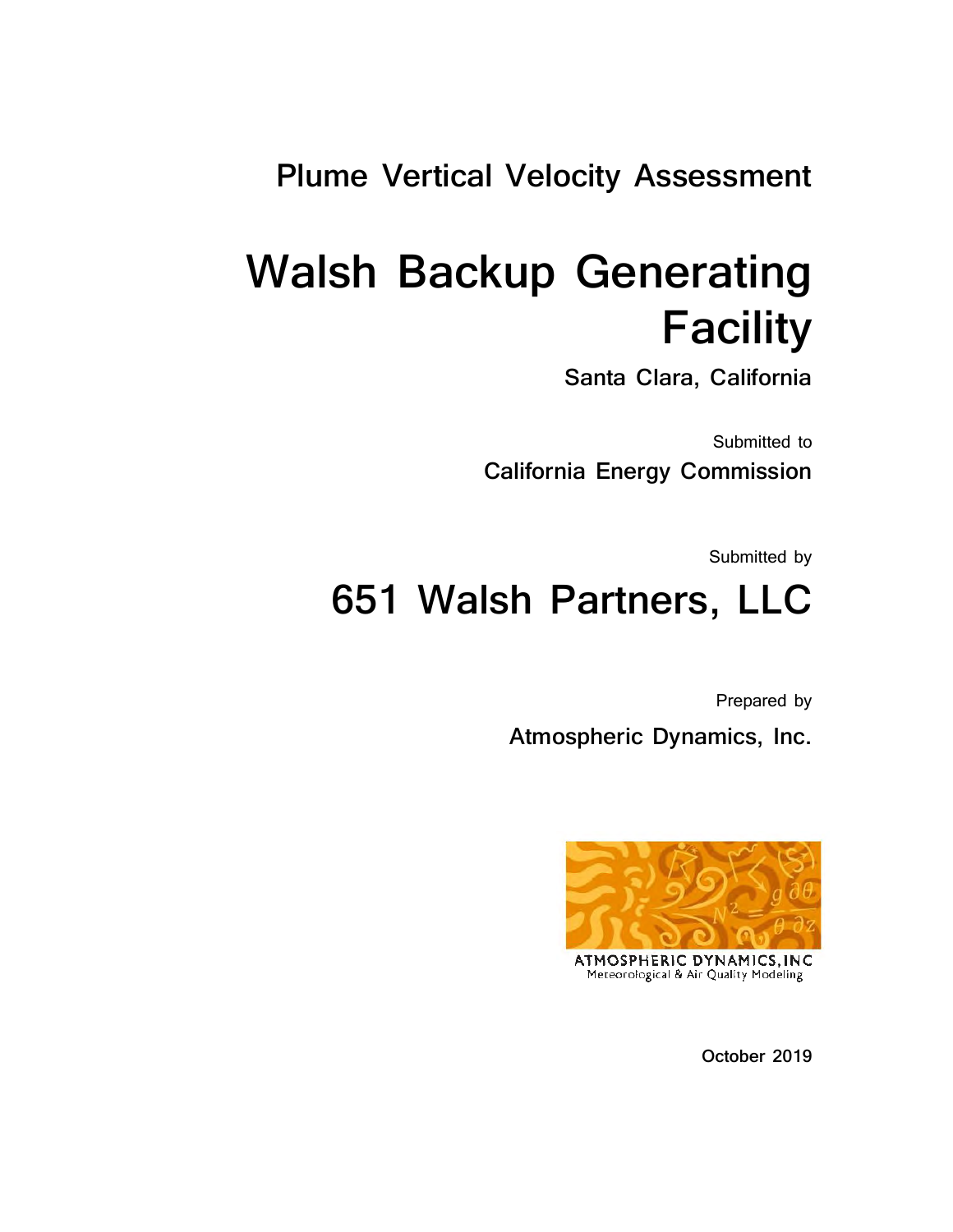# Plume Vertical Velocity Assessment

# Walsh Backup Generating Facility

**Santa Clara, California**

Submitted to

**California Energy Commission**

Submitted by

# 651 Walsh Partners, LLC

Prepared by

**Atmospheric Dynamics, Inc.**

ATMOSPHERIC DYNAMICS, INC
Meteorological & Air Quality Modeling

**October 2019**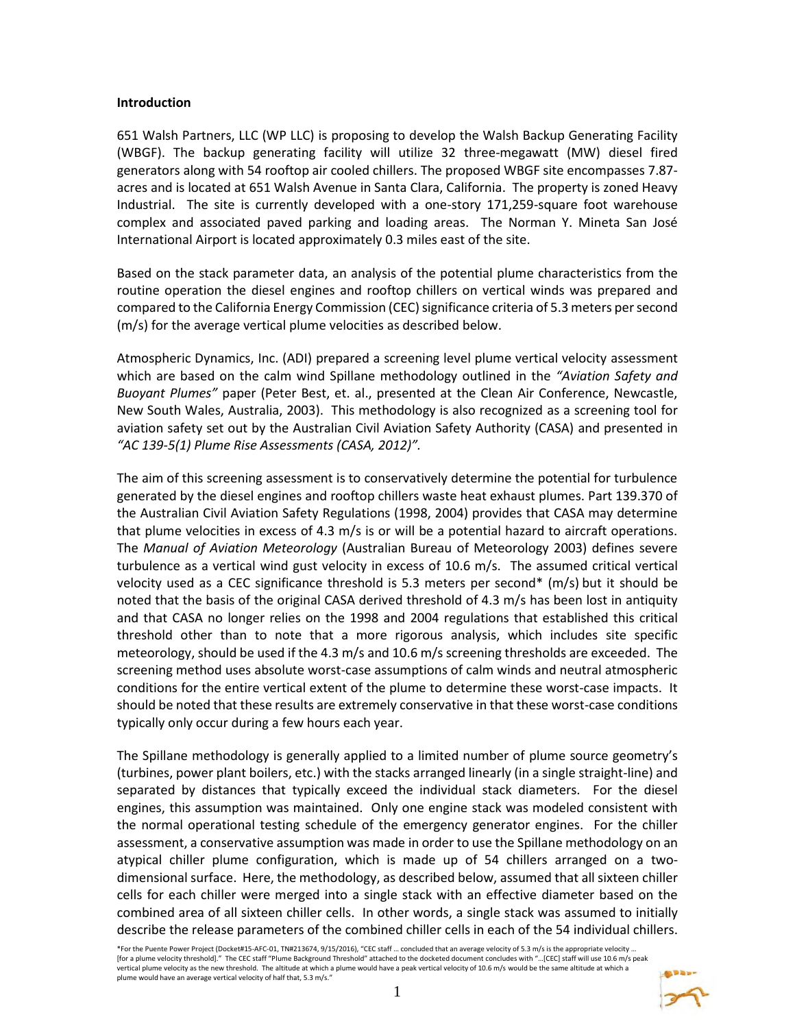**Introduction**

651 Walsh Partners, LLC (WP LLC) is proposing to develop the Walsh Backup Generating Facility (WBGF). The backup generating facility will utilize 32 three-megawatt (MW) diesel fired generators along with 54 rooftop air cooled chillers. The proposed WBGF site encompasses 7.87-acres and is located at 651 Walsh Avenue in Santa Clara, California. The property is zoned Heavy Industrial. The site is currently developed with a one-story 171,259-square foot warehouse complex and associated paved parking and loading areas. The Norman Y. Mineta San José International Airport is located approximately 0.3 miles east of the site.

Based on the stack parameter data, an analysis of the potential plume characteristics from the routine operation the diesel engines and rooftop chillers on vertical winds was prepared and compared to the California Energy Commission (CEC) significance criteria of 5.3 meters per second (m/s) for the average vertical plume velocities as described below.

Atmospheric Dynamics, Inc. (ADI) prepared a screening level plume vertical velocity assessment which are based on the calm wind Spillane methodology outlined in the *"Aviation Safety and Buoyant Plumes"* paper (Peter Best, et. al., presented at the Clean Air Conference, Newcastle, New South Wales, Australia, 2003). This methodology is also recognized as a screening tool for aviation safety set out by the Australian Civil Aviation Safety Authority (CASA) and presented in *"AC 139-5(1) Plume Rise Assessments (CASA, 2012)"*.

The aim of this screening assessment is to conservatively determine the potential for turbulence generated by the diesel engines and rooftop chillers waste heat exhaust plumes. Part 139.370 of the Australian Civil Aviation Safety Regulations (1998, 2004) provides that CASA may determine that plume velocities in excess of 4.3 m/s is or will be a potential hazard to aircraft operations. The *Manual of Aviation Meteorology* (Australian Bureau of Meteorology 2003) defines severe turbulence as a vertical wind gust velocity in excess of 10.6 m/s. The assumed critical vertical velocity used as a CEC significance threshold is 5.3 meters per second* (m/s) but it should be noted that the basis of the original CASA derived threshold of 4.3 m/s has been lost in antiquity and that CASA no longer relies on the 1998 and 2004 regulations that established this critical threshold other than to note that a more rigorous analysis, which includes site specific meteorology, should be used if the 4.3 m/s and 10.6 m/s screening thresholds are exceeded. The screening method uses absolute worst-case assumptions of calm winds and neutral atmospheric conditions for the entire vertical extent of the plume to determine these worst-case impacts. It should be noted that these results are extremely conservative in that these worst-case conditions typically only occur during a few hours each year.

The Spillane methodology is generally applied to a limited number of plume source geometry's (turbines, power plant boilers, etc.) with the stacks arranged linearly (in a single straight-line) and separated by distances that typically exceed the individual stack diameters. For the diesel engines, this assumption was maintained. Only one engine stack was modeled consistent with the normal operational testing schedule of the emergency generator engines. For the chiller assessment, a conservative assumption was made in order to use the Spillane methodology on an atypical chiller plume configuration, which is made up of 54 chillers arranged on a two-dimensional surface. Here, the methodology, as described below, assumed that all sixteen chiller cells for each chiller were merged into a single stack with an effective diameter based on the combined area of all sixteen chiller cells. In other words, a single stack was assumed to initially describe the release parameters of the combined chiller cells in each of the 54 individual chillers.

*For the Puente Power Project (Docket#15-AFC-01, TN#213674, 9/15/2016), "CEC staff … concluded that an average velocity of 5.3 m/s is the appropriate velocity … [for a plume velocity threshold]." The CEC staff "Plume Background Threshold" attached to the docketed document concludes with "…[CEC] staff will use 10.6 m/s peak vertical plume velocity as the new threshold. The altitude at which a plume would have a peak vertical velocity of 10.6 m/s would be the same altitude at which a plume would have an average vertical velocity of half that, 5.3 m/s."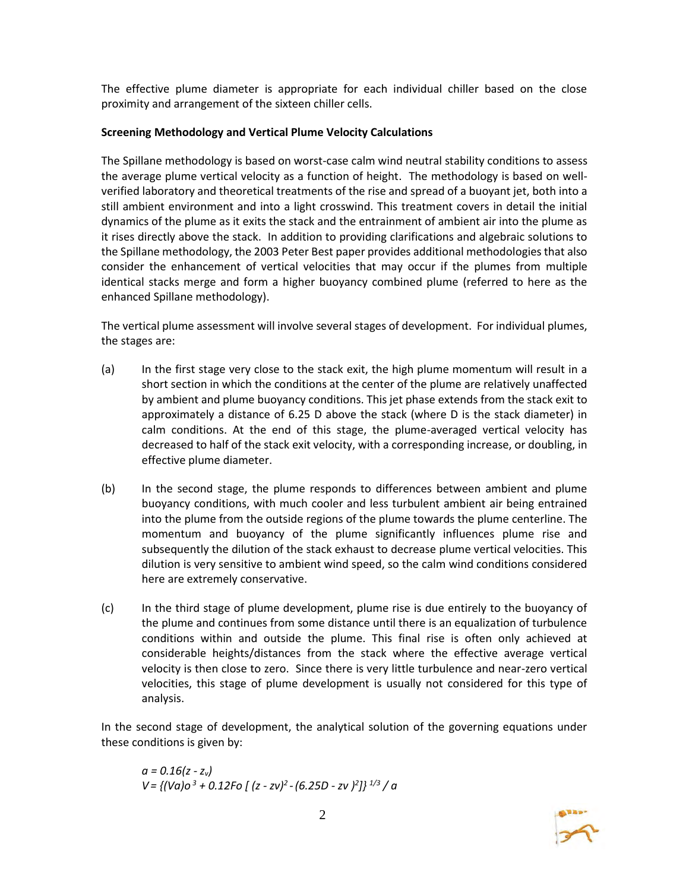The effective plume diameter is appropriate for each individual chiller based on the close proximity and arrangement of the sixteen chiller cells.

**Screening Methodology and Vertical Plume Velocity Calculations**

The Spillane methodology is based on worst-case calm wind neutral stability conditions to assess the average plume vertical velocity as a function of height. The methodology is based on well-verified laboratory and theoretical treatments of the rise and spread of a buoyant jet, both into a still ambient environment and into a light crosswind. This treatment covers in detail the initial dynamics of the plume as it exits the stack and the entrainment of ambient air into the plume as it rises directly above the stack. In addition to providing clarifications and algebraic solutions to the Spillane methodology, the 2003 Peter Best paper provides additional methodologies that also consider the enhancement of vertical velocities that may occur if the plumes from multiple identical stacks merge and form a higher buoyancy combined plume (referred to here as the enhanced Spillane methodology).

The vertical plume assessment will involve several stages of development. For individual plumes, the stages are:

(a) In the first stage very close to the stack exit, the high plume momentum will result in a short section in which the conditions at the center of the plume are relatively unaffected by ambient and plume buoyancy conditions. This jet phase extends from the stack exit to approximately a distance of 6.25 D above the stack (where D is the stack diameter) in calm conditions. At the end of this stage, the plume-averaged vertical velocity has decreased to half of the stack exit velocity, with a corresponding increase, or doubling, in effective plume diameter.

(b) In the second stage, the plume responds to differences between ambient and plume buoyancy conditions, with much cooler and less turbulent ambient air being entrained into the plume from the outside regions of the plume towards the plume centerline. The momentum and buoyancy of the plume significantly influences plume rise and subsequently the dilution of the stack exhaust to decrease plume vertical velocities. This dilution is very sensitive to ambient wind speed, so the calm wind conditions considered here are extremely conservative.

(c) In the third stage of plume development, plume rise is due entirely to the buoyancy of the plume and continues from some distance until there is an equalization of turbulence conditions within and outside the plume. This final rise is often only achieved at considerable heights/distances from the stack where the effective average vertical velocity is then close to zero. Since there is very little turbulence and near-zero vertical velocities, this stage of plume development is usually not considered for this type of analysis.

In the second stage of development, the analytical solution of the governing equations under these conditions is given by:

$$a = 0.16(z - z_v)$$

$$V = \{(Va)o^3 + 0.12Fo\,[\,(z - zv)^2 - (6.25D - zv\,)^2]\}^{1/3} / a$$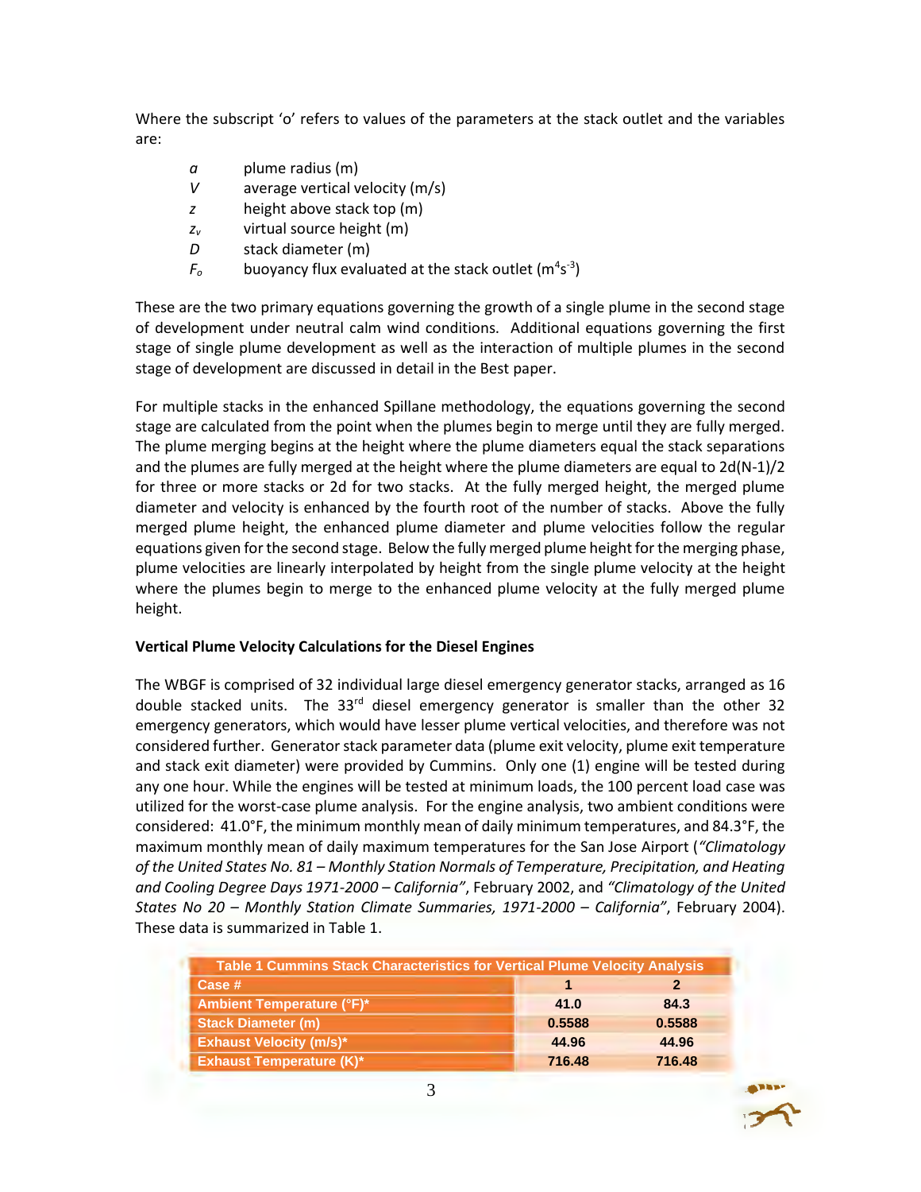Where the subscript 'o' refers to values of the parameters at the stack outlet and the variables are:

- $a$ plume radius (m)
- $V$ average vertical velocity (m/s)
- $z$ height above stack top (m)
- $z_v$ virtual source height (m)
- $D$ stack diameter (m)
- $F_o$ buoyancy flux evaluated at the stack outlet ($m^4s^{-3}$)

These are the two primary equations governing the growth of a single plume in the second stage of development under neutral calm wind conditions. Additional equations governing the first stage of single plume development as well as the interaction of multiple plumes in the second stage of development are discussed in detail in the Best paper.

For multiple stacks in the enhanced Spillane methodology, the equations governing the second stage are calculated from the point when the plumes begin to merge until they are fully merged. The plume merging begins at the height where the plume diameters equal the stack separations and the plumes are fully merged at the height where the plume diameters are equal to 2d(N-1)/2 for three or more stacks or 2d for two stacks. At the fully merged height, the merged plume diameter and velocity is enhanced by the fourth root of the number of stacks. Above the fully merged plume height, the enhanced plume diameter and plume velocities follow the regular equations given for the second stage. Below the fully merged plume height for the merging phase, plume velocities are linearly interpolated by height from the single plume velocity at the height where the plumes begin to merge to the enhanced plume velocity at the fully merged plume height.

**Vertical Plume Velocity Calculations for the Diesel Engines**

The WBGF is comprised of 32 individual large diesel emergency generator stacks, arranged as 16 double stacked units. The 33rd diesel emergency generator is smaller than the other 32 emergency generators, which would have lesser plume vertical velocities, and therefore was not considered further. Generator stack parameter data (plume exit velocity, plume exit temperature and stack exit diameter) were provided by Cummins. Only one (1) engine will be tested during any one hour. While the engines will be tested at minimum loads, the 100 percent load case was utilized for the worst-case plume analysis. For the engine analysis, two ambient conditions were considered: 41.0°F, the minimum monthly mean of daily minimum temperatures, and 84.3°F, the maximum monthly mean of daily maximum temperatures for the San Jose Airport (*"Climatology of the United States No. 81 – Monthly Station Normals of Temperature, Precipitation, and Heating and Cooling Degree Days 1971-2000 – California"*, February 2002, and *"Climatology of the United States No 20 – Monthly Station Climate Summaries, 1971-2000 – California"*, February 2004). These data is summarized in Table 1.

**Table 1 Cummins Stack Characteristics for Vertical Plume Velocity Analysis**

| Case # | 1 | 2 |
|---|---|---|
| Ambient Temperature (°F)* | 41.0 | 84.3 |
| Stack Diameter (m) | 0.5588 | 0.5588 |
| Exhaust Velocity (m/s)* | 44.96 | 44.96 |
| Exhaust Temperature (K)* | 716.48 | 716.48 |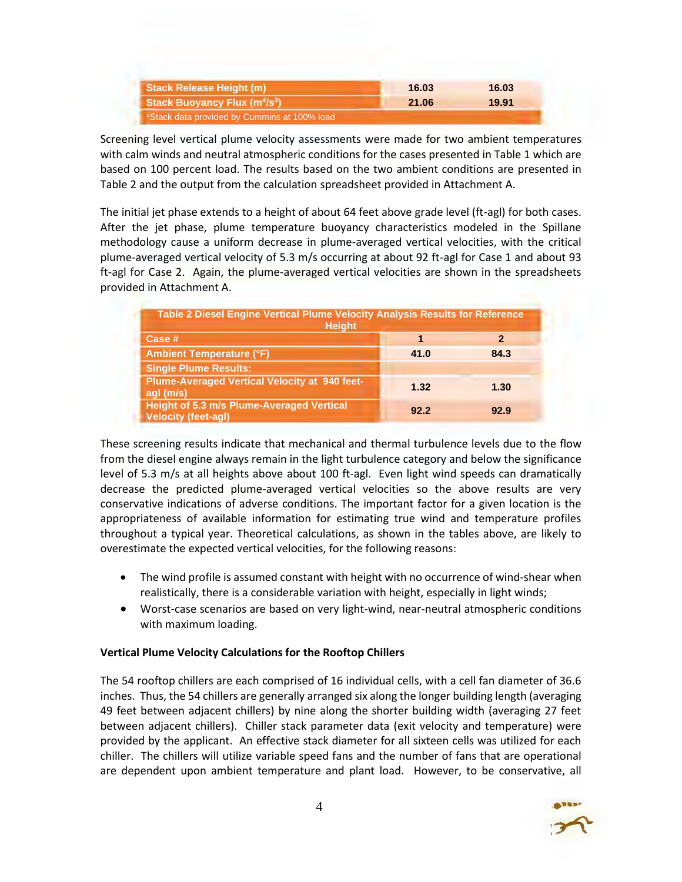| Stack Release Height (m) | 16.03 | 16.03 |
| --- | --- | --- |
| Stack Buoyancy Flux ($m^4/s^3$) | 21.06 | 19.91 |
| *Stack data provided by Cummins at 100% load | | |

Screening level vertical plume velocity assessments were made for two ambient temperatures with calm winds and neutral atmospheric conditions for the cases presented in Table 1 which are based on 100 percent load. The results based on the two ambient conditions are presented in Table 2 and the output from the calculation spreadsheet provided in Attachment A.

The initial jet phase extends to a height of about 64 feet above grade level (ft-agl) for both cases. After the jet phase, plume temperature buoyancy characteristics modeled in the Spillane methodology cause a uniform decrease in plume-averaged vertical velocities, with the critical plume-averaged vertical velocity of 5.3 m/s occurring at about 92 ft-agl for Case 1 and about 93 ft-agl for Case 2. Again, the plume-averaged vertical velocities are shown in the spreadsheets provided in Attachment A.

**Table 2 Diesel Engine Vertical Plume Velocity Analysis Results for Reference Height**

| Case # | 1 | 2 |
| --- | --- | --- |
| Ambient Temperature (°F) | 41.0 | 84.3 |
| Single Plume Results: | | |
| Plume-Averaged Vertical Velocity at 940 feet-agl (m/s) | 1.32 | 1.30 |
| Height of 5.3 m/s Plume-Averaged Vertical Velocity (feet-agl) | 92.2 | 92.9 |

These screening results indicate that mechanical and thermal turbulence levels due to the flow from the diesel engine always remain in the light turbulence category and below the significance level of 5.3 m/s at all heights above about 100 ft-agl. Even light wind speeds can dramatically decrease the predicted plume-averaged vertical velocities so the above results are very conservative indications of adverse conditions. The important factor for a given location is the appropriateness of available information for estimating true wind and temperature profiles throughout a typical year. Theoretical calculations, as shown in the tables above, are likely to overestimate the expected vertical velocities, for the following reasons:

- The wind profile is assumed constant with height with no occurrence of wind-shear when realistically, there is a considerable variation with height, especially in light winds;
- Worst-case scenarios are based on very light-wind, near-neutral atmospheric conditions with maximum loading.

**Vertical Plume Velocity Calculations for the Rooftop Chillers**

The 54 rooftop chillers are each comprised of 16 individual cells, with a cell fan diameter of 36.6 inches. Thus, the 54 chillers are generally arranged six along the longer building length (averaging 49 feet between adjacent chillers) by nine along the shorter building width (averaging 27 feet between adjacent chillers). Chiller stack parameter data (exit velocity and temperature) were provided by the applicant. An effective stack diameter for all sixteen cells was utilized for each chiller. The chillers will utilize variable speed fans and the number of fans that are operational are dependent upon ambient temperature and plant load. However, to be conservative, all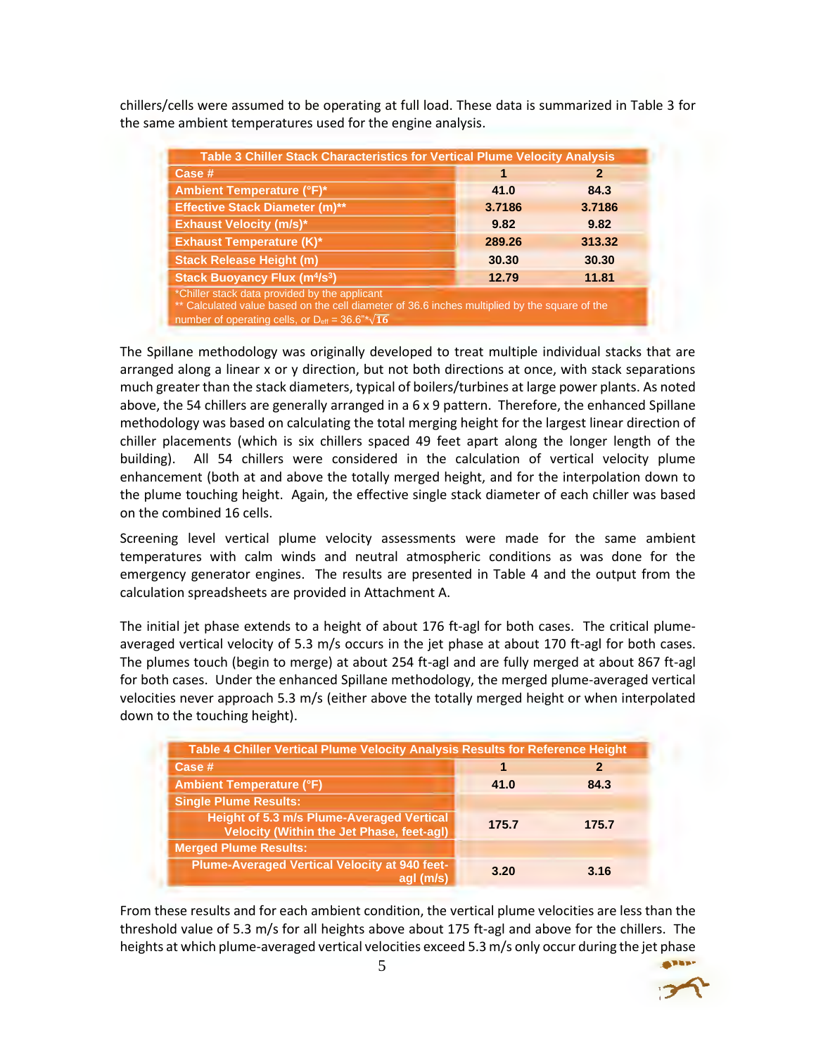chillers/cells were assumed to be operating at full load. These data is summarized in Table 3 for the same ambient temperatures used for the engine analysis.

| Table 3 Chiller Stack Characteristics for Vertical Plume Velocity Analysis | | |
|---|---|---|
| Case # | 1 | 2 |
| Ambient Temperature (°F)* | 41.0 | 84.3 |
| Effective Stack Diameter (m)** | 3.7186 | 3.7186 |
| Exhaust Velocity (m/s)* | 9.82 | 9.82 |
| Exhaust Temperature (K)* | 289.26 | 313.32 |
| Stack Release Height (m) | 30.30 | 30.30 |
| Stack Buoyancy Flux ($m^4/s^3$) | 12.79 | 11.81 |

*Chiller stack data provided by the applicant
** Calculated value based on the cell diameter of 36.6 inches multiplied by the square of the number of operating cells, or $D_{eff}$ = 36.6"*$\sqrt{16}$

The Spillane methodology was originally developed to treat multiple individual stacks that are arranged along a linear x or y direction, but not both directions at once, with stack separations much greater than the stack diameters, typical of boilers/turbines at large power plants. As noted above, the 54 chillers are generally arranged in a 6 x 9 pattern. Therefore, the enhanced Spillane methodology was based on calculating the total merging height for the largest linear direction of chiller placements (which is six chillers spaced 49 feet apart along the longer length of the building). All 54 chillers were considered in the calculation of vertical velocity plume enhancement (both at and above the totally merged height, and for the interpolation down to the plume touching height. Again, the effective single stack diameter of each chiller was based on the combined 16 cells.

Screening level vertical plume velocity assessments were made for the same ambient temperatures with calm winds and neutral atmospheric conditions as was done for the emergency generator engines. The results are presented in Table 4 and the output from the calculation spreadsheets are provided in Attachment A.

The initial jet phase extends to a height of about 176 ft-agl for both cases. The critical plume-averaged vertical velocity of 5.3 m/s occurs in the jet phase at about 170 ft-agl for both cases. The plumes touch (begin to merge) at about 254 ft-agl and are fully merged at about 867 ft-agl for both cases. Under the enhanced Spillane methodology, the merged plume-averaged vertical velocities never approach 5.3 m/s (either above the totally merged height or when interpolated down to the touching height).

| Table 4 Chiller Vertical Plume Velocity Analysis Results for Reference Height | | |
|---|---|---|
| Case # | 1 | 2 |
| Ambient Temperature (°F) | 41.0 | 84.3 |
| Single Plume Results: | | |
| Height of 5.3 m/s Plume-Averaged Vertical Velocity (Within the Jet Phase, feet-agl) | 175.7 | 175.7 |
| Merged Plume Results: | | |
| Plume-Averaged Vertical Velocity at 940 feet-agl (m/s) | 3.20 | 3.16 |

From these results and for each ambient condition, the vertical plume velocities are less than the threshold value of 5.3 m/s for all heights above about 175 ft-agl and above for the chillers. The heights at which plume-averaged vertical velocities exceed 5.3 m/s only occur during the jet phase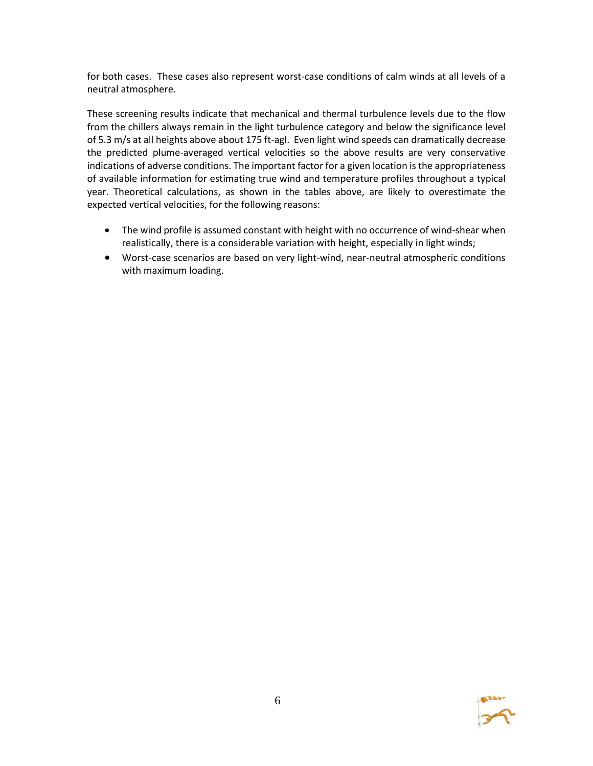for both cases. These cases also represent worst-case conditions of calm winds at all levels of a neutral atmosphere.

These screening results indicate that mechanical and thermal turbulence levels due to the flow from the chillers always remain in the light turbulence category and below the significance level of 5.3 m/s at all heights above about 175 ft-agl. Even light wind speeds can dramatically decrease the predicted plume-averaged vertical velocities so the above results are very conservative indications of adverse conditions. The important factor for a given location is the appropriateness of available information for estimating true wind and temperature profiles throughout a typical year. Theoretical calculations, as shown in the tables above, are likely to overestimate the expected vertical velocities, for the following reasons:

- The wind profile is assumed constant with height with no occurrence of wind-shear when realistically, there is a considerable variation with height, especially in light winds;
- Worst-case scenarios are based on very light-wind, near-neutral atmospheric conditions with maximum loading.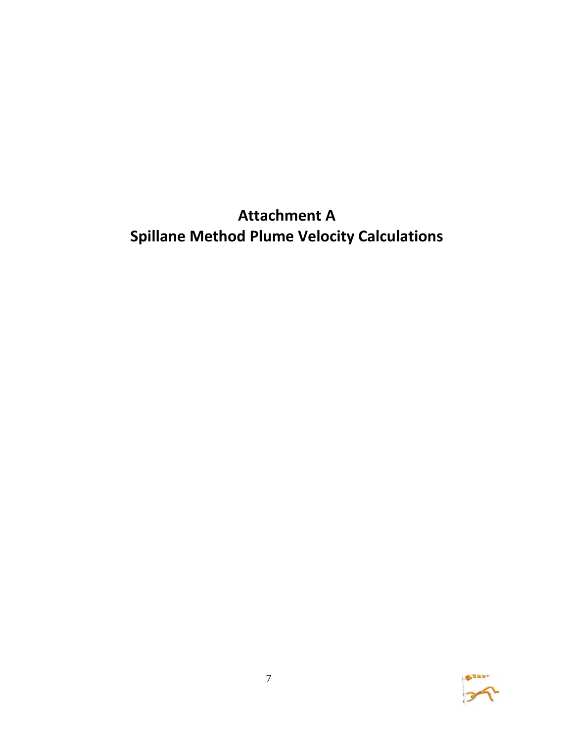# Attachment A
# Spillane Method Plume Velocity Calculations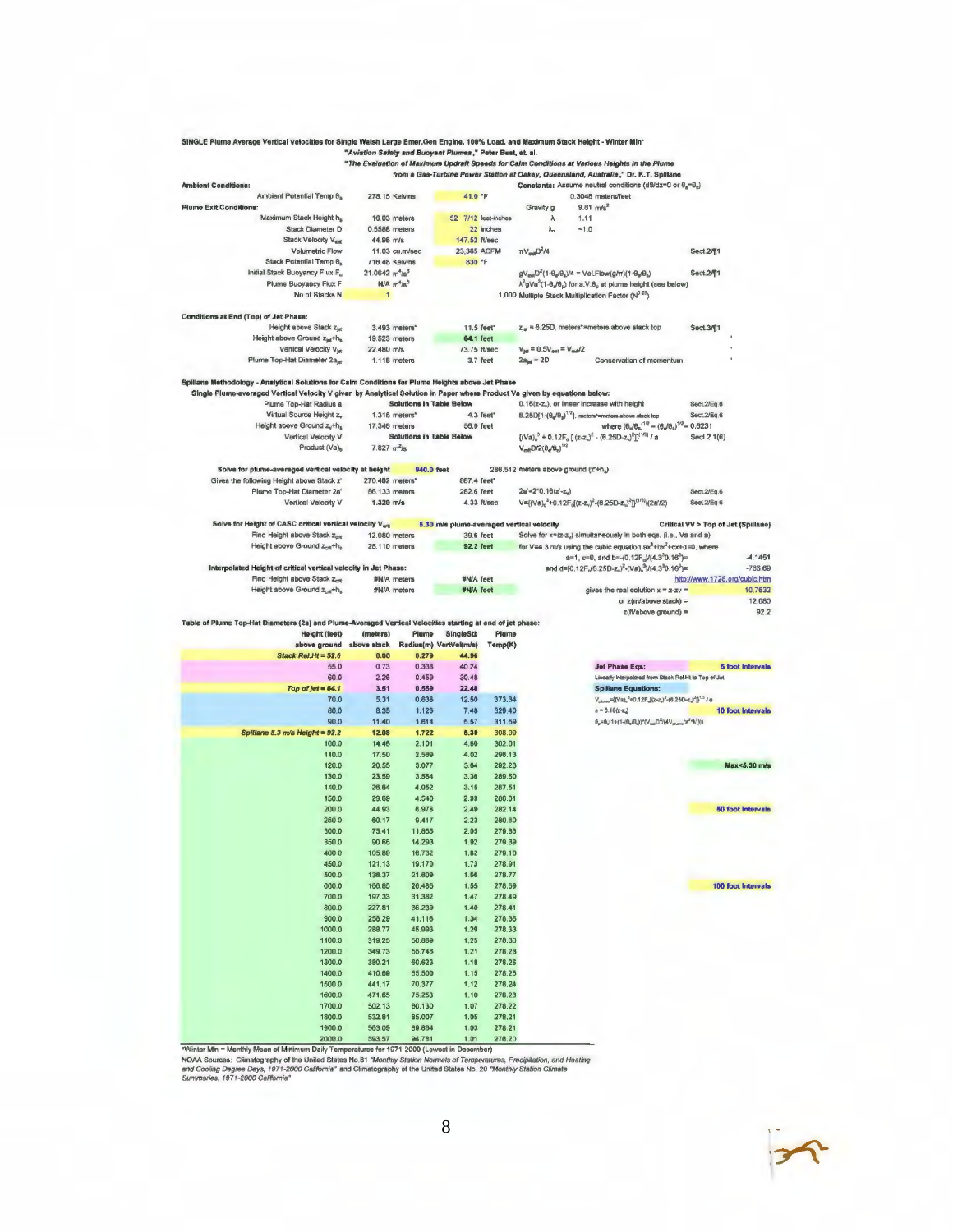**SINGLE Plume Average Vertical Velocities for Single Walsh Large Emer.Gen Engine, 100% Load, and Maximum Stack Height - Winter Min***

*"Aviation Safety and Buoyant Plumes," Peter Best, et. al.*

*"The Evaluation of Maximum Updraft Speeds for Calm Conditions at Various Heights in the Plume from a Gas-Turbine Power Station at Oakey, Queensland, Australia," Dr. K.T. Spillane*

**Ambient Conditions:**

| | | | |
|---|---|---|---|
| Ambient Potential Temp $\theta_a$ | 278.15 Kelvins | 41.0 °F | |

**Constants:** Assume neutral conditions ($d\theta/dz=0$ or $\theta_a=\theta_0$)

| | | |
|---|---|---|
| | 0.3048 meters/feet | |
| Gravity g | 9.81 m/s² | |
| λ | 1.11 | |
| $\lambda_o$ | ~1.0 | |

**Plume Exit Conditions:**

| | | | | |
|---|---|---|---|---|
| Maximum Stack Height $h_s$ | 16.03 meters | 52 7/12 feet-inches | | |
| Stack Diameter D | 0.5588 meters | 22 inches | | |
| Stack Velocity $V_{ext}$ | 44.96 m/s | 147.52 ft/sec | | |
| Volumetric Flow | 11.03 cu.m/sec | 23,365 ACFM | $\pi V_{ext}D^2/4$ | Sect.2/¶1 |
| Stack Potential Temp $\theta_s$ | 716.48 Kelvins | 830 °F | | |
| Initial Stack Buoyancy Flux $F_o$ | 21.0642 m⁴/s³ | | $gV_{ext}D^2(1-\theta_a/\theta_s)/4$ = Vol.Flow(g/π)(1-θa/θs) | Sect.2/¶1 |
| Plume Buoyancy Flux F | N/A m⁴/s³ | | $\lambda^2 gVa^2(1-\theta_a/\theta_p)$ for a,V,θp at plume height (see below) | |
| No.of Stacks N | 1 | | 1.000 Multiple Stack Multiplication Factor ($N^{0.25}$) | |

**Conditions at End (Top) of Jet Phase:**

| | | | | |
|---|---|---|---|---|
| Height above Stack $z_{jet}$ | 3.493 meters* | 11.5 feet* | $z_{jet}$ = 6.25D, meters*=meters above stack top | Sect.3/¶1 |
| Height above Ground $z_{jet}+h_s$ | 19.523 meters | 64.1 feet | | " |
| Vertical Velocity $V_{jet}$ | 22.480 m/s | 73.75 ft/sec | $V_{jet} = 0.5V_{ext} = V_{ext}/2$ | " |
| Plume Top-Hat Diameter $2a_{jet}$ | 1.118 meters | 3.7 feet | $2a_{jet}$ = 2D Conservation of momentum | " |

**Spillane Methodology - Analytical Solutions for Calm Conditions for Plume Heights above Jet Phase**

Single Plume-averaged Vertical Velocity V given by Analytical Solution in Paper where Product Va given by equations below:

| | | | | |
|---|---|---|---|---|
| Plume Top-Hat Radius a | Solutions in Table Below | | $0.16(z-z_v)$, or linear increase with height | Sect.2/Eq.6 |
| Virtual Source Height $z_v$ | 1.316 meters* | 4.3 feet* | $6.25D[1-(\theta_a/\theta_s)^{1/2}]$, meters*=meters above stack top | Sect.2/Eq.6 |
| Height above Ground $z_v+h_s$ | 17.346 meters | 56.9 feet | where $(\theta_a/\theta_s)^{1/2} = (\theta_a/\theta_s)^{1/2}$ = 0.6231 | |
| Vertical Velocity V | Solutions in Table Below | | $[(Va)_o^3 + 0.12F_o[(z-z_v)^2 - (6.25D-z_v)^2]]^{(1/3)} / a$ | Sect.2.1(6) |
| Product $(Va)_o$ | 7.827 m²/s | | $V_{ext}D/2(\theta_a/\theta_s)^{1/2}$ | |

**Solve for plume-averaged vertical velocity at height** 940.0 feet — 286.512 meters above ground ($z'+h_s$)

| | | | | |
|---|---|---|---|---|
| Gives the following Height above Stack z' | 270.482 meters* | 887.4 feet* | | |
| Plume Top-Hat Diameter 2a' | 86.133 meters | 282.6 feet | $2a'=2^*0.16(z'-z_v)$ | Sect.2/Eq.6 |
| Vertical Velocity V | 1.320 m/s | 4.33 ft/sec | $V=[(Va)_o^3+0.12F_o[(z'-z_v)^2-(6.25D-z_v)^2]]^{(1/3)}/(2a'/2)$ | Sect.2/Eq.6 |

**Solve for Height of CASC critical vertical velocity $V_{crit}$** 5.30 m/s plume-averaged vertical velocity — **Critical VV > Top of Jet (Spillane)**

| | | | |
|---|---|---|---|
| Find Height above Stack $z_{crit}$ | 12.080 meters | 39.6 feet | Solve for $x=(z-z_v)$ simultaneously in both eqs. (i.e., Va and a) |
| Height above Ground $z_{crit}+h_s$ | 28.110 meters | 92.2 feet | for V=4.3 m/s using the cubic equation $ax^3+bx^2+cx+d=0$, where |
| | | | a=1, c=0, and $b=-(0.12F_o)/(4.3^3 0.16^3)$= -4.1451 |
| | | | and $d=[0.12F_o(6.25D-z_v)^2-(Va)_o^3]/(4.3^3 0.16^3)$= -766.69 |

**Interpolated Height of critical vertical velocity in Jet Phase:**

| | | | |
|---|---|---|---|
| Find Height above Stack $z_{crit}$ | #N/A meters | #N/A feet | http://www.1728.org/cubic.htm |
| Height above Ground $z_{crit}+h_s$ | #N/A meters | #N/A feet | gives the real solution x = z-zv = 10.7632 |
| | | | or z(m/above stack) = 12.080 |
| | | | z(ft/above ground) = 92.2 |

**Table of Plume Top-Hat Diameters (2a) and Plume-Averaged Vertical Velocities starting at end of jet phase:**

| Height (feet) above ground | (meters) above stack | Plume Radius(m) | SingleStk VertVel(m/s) | Plume Temp(K) |
|---|---|---|---|---|
| Stack.Rel.Ht = 52.6 | 0.00 | 0.279 | 44.96 | |
| 55.0 | 0.73 | 0.338 | 40.24 | |
| 60.0 | 2.26 | 0.459 | 30.48 | |
| Top of jet = 64.1 | 3.51 | 0.559 | 22.48 | |
| 70.0 | 5.31 | 0.638 | 12.50 | 373.34 |
| 80.0 | 8.35 | 1.126 | 7.48 | 329.40 |
| 90.0 | 11.40 | 1.614 | 5.57 | 311.59 |
| Spillane 5.3 m/s Height = 92.2 | 12.08 | 1.722 | 5.30 | 308.99 |
| 100.0 | 14.45 | 2.101 | 4.60 | 302.01 |
| 110.0 | 17.50 | 2.589 | 4.02 | 296.13 |
| 120.0 | 20.55 | 3.077 | 3.64 | 292.23 |
| 130.0 | 23.59 | 3.564 | 3.36 | 289.50 |
| 140.0 | 26.64 | 4.052 | 3.15 | 287.51 |
| 150.0 | 29.69 | 4.540 | 2.99 | 286.01 |
| 200.0 | 44.93 | 6.978 | 2.49 | 282.14 |
| 250.0 | 60.17 | 9.417 | 2.23 | 280.60 |
| 300.0 | 75.41 | 11.855 | 2.05 | 279.83 |
| 350.0 | 90.65 | 14.293 | 1.92 | 279.39 |
| 400.0 | 105.89 | 16.732 | 1.82 | 279.10 |
| 450.0 | 121.13 | 19.170 | 1.73 | 278.91 |
| 500.0 | 136.37 | 21.609 | 1.66 | 278.77 |
| 600.0 | 166.85 | 26.485 | 1.55 | 278.59 |
| 700.0 | 197.33 | 31.362 | 1.47 | 278.49 |
| 800.0 | 227.81 | 36.239 | 1.40 | 278.41 |
| 900.0 | 258.29 | 41.116 | 1.34 | 278.36 |
| 1000.0 | 288.77 | 45.993 | 1.29 | 278.33 |
| 1100.0 | 319.25 | 50.869 | 1.25 | 278.30 |
| 1200.0 | 349.73 | 55.746 | 1.21 | 278.28 |
| 1300.0 | 380.21 | 60.623 | 1.18 | 278.26 |
| 1400.0 | 410.69 | 65.500 | 1.15 | 278.25 |
| 1500.0 | 441.17 | 70.377 | 1.12 | 278.24 |
| 1600.0 | 471.65 | 75.253 | 1.10 | 278.23 |
| 1700.0 | 502.13 | 80.130 | 1.07 | 278.22 |
| 1800.0 | 532.61 | 85.007 | 1.05 | 278.21 |
| 1900.0 | 563.09 | 89.884 | 1.03 | 278.21 |
| 2000.0 | 593.57 | 94.761 | 1.01 | 278.20 |

Legend:

- **Jet Phase Eqs:** Linearly interpolated from Stack Rel.Ht to Top of Jet — 5 foot intervals
- **Spillane Equations:** $V_{plume}=[(Va)_o^3+0.12F_o[(z-z_v)^2-(6.25D-z_v)^2]]^{1/3}/a$; $a = 0.16(z-z_v)$; $\theta_p=\theta_a/(1+(1-\theta_a/\theta_s)^*(V_{ext}D^2/(4V_{plume}{}^*a^{2*}\lambda^2)))$ — 10 foot intervals
- Max<5.30 m/s
- 50 foot intervals
- 100 foot intervals

*Winter Min = Monthly Mean of Minimum Daily Temperatures for 1971-2000 (Lowest in December)

NOAA Sources: Climatography of the United States No.81 *"Monthly Station Normals of Temperatures, Precipitation, and Heating and Cooling Degree Days, 1971-2000 California"* and Climatography of the United States No. 20 *"Monthly Station Climate Summaries, 1971-2000 California"*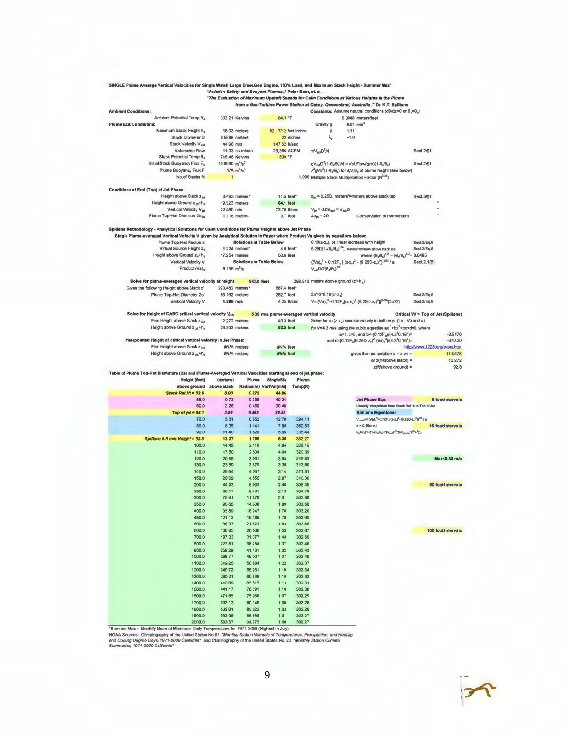**SINGLE Plume Average Vertical Velocities for Single Walsh Large Emer.Gen Engine, 100% Load, and Maximum Stack Height - Summer Max***

*"Aviation Safety and Buoyant Plumes," Peter Best, et. al.*

*"The Evaluation of Maximum Updraft Speeds for Calm Conditions at Various Heights in the Plume from a Gas-Turbine Power Station at Oakey, Queensland, Australia," Dr. K.T. Spillane*

**Ambient Conditions:**

| | | | | |
|---|---|---|---|---|
| Ambient Potential Temp $\theta_a$ | 302.21 Kelvins | 84.3 °F | | |

**Constants:** Assume neutral conditions ($d\theta/dz$=0 or $\theta_a$=$\theta_o$)

| | | |
|---|---|---|
| | 0.3048 meters/feet | |
| Gravity g | 9.81 m/s² | |
| $\lambda$ | 1.11 | |
| $\lambda_o$ | ~1.0 | |

**Plume Exit Conditions:**

| Parameter | Value | Value | Formula | Ref |
|---|---|---|---|---|
| Maximum Stack Height $h_s$ | 16.03 meters | 52 7/12 feet-inches | | |
| Stack Diameter D | 0.5588 meters | 22 inches | | |
| Stack Velocity $V_{exit}$ | 44.96 m/s | 147.52 ft/sec | | |
| Volumetric Flow | 11.03 cu.m/sec | 23,365 ACFM | $\pi V_{exit} D^2/4$ | Sect.2/¶1 |
| Stack Potential Temp $\theta_s$ | 716.48 Kelvins | 830 °F | | |
| Initial Stack Buoyancy Flux $F_o$ | 19.8080 m⁴/s³ | | $gV_{exit}D^2(1-\theta_a/\theta_s)/4$ = Vol.Flow(g/π)(1-$\theta_a/\theta_s$) | Sect.2/¶1 |
| Plume Buoyancy Flux F | N/A m⁴/s³ | | $\lambda^2 gVa^2(1-\theta_a/\theta_p)$ for a,V,$\theta_p$ at plume height (see below) | |
| No.of Stacks N | 1 | 1.000 | Multiple Stack Multiplication Factor ($N^{0.25}$) | |

**Conditions at End (Top) of Jet Phase:**

| Parameter | Value | Value | Formula | Ref |
|---|---|---|---|---|
| Height above Stack $z_{jet}$ | 3.493 meters* | 11.5 feet* | $z_{jet}$ = 6.25D, meters*=meters above stack top | Sect.3/¶1 |
| Height above Ground $z_{jet}+h_s$ | 19.523 meters | 64.1 feet | | " |
| Vertical Velocity $V_{jet}$ | 22.480 m/s | 73.75 ft/sec | $V_{jet}$ = 0.5$V_{exit}$ = $V_{exit}$/2 | " |
| Plume Top-Hat Diameter $2a_{jet}$ | 1.118 meters | 3.7 feet | $2a_{jet}$ = 2D Conservation of momentum | " |

**Spillane Methodology - Analytical Solutions for Calm Conditions for Plume Heights above Jet Phase**

Single Plume-averaged Vertical Velocity V given by Analytical Solution in Paper where Product Va given by equations below:

| Parameter | Value | Value | Formula | Ref |
|---|---|---|---|---|
| Plume Top-Hat Radius a | Solutions in Table Below | | 0.16(z-$z_v$), or linear increase with height | Sect.2/Eq.6 |
| Virtual Source Height $z_v$ | 1.224 meters* | 4.0 feet* | 6.25D[1-($\theta_a/\theta_s$)$^{1/2}$], meters*=meters above stack top | Sect.2/Eq.5 |
| Height above Ground $z_v+h_s$ | 17.254 meters | 56.6 feet | where $(\theta_a/\theta_s)^{1/2}$ = $(\theta_o/\theta_s)^{1/2}$= 0.6495 | |
| Vertical Velocity V | Solutions in Table Below | | $[(Va)_o^3 + 0.12F_o[(z-z_v)^2 - (6.25D-z_v)^2]]^{(1/3)}$ / a | Sect.2.1(8) |
| Product $(Va)_o$ | 8.158 m²/s | | $V_{exit}D/2(\theta_s/\theta_a)^{1/2}$ | |

**Solve for plume-averaged vertical velocity at height** 940.0 feet — 286.512 meters above ground (z'+$h_s$)

| Parameter | Value | Value | Formula | Ref |
|---|---|---|---|---|
| Gives the following Height above Stack z' | 270.482 meters* | 887.4 feet* | | |
| Plume Top-Hat Diameter 2a' | 86.162 meters | 282.7 feet | 2a'=2*0.16(z'-$z_v$) | Sect.2/Eq.6 |
| Vertical Velocity V | 1.295 m/s | 4.25 ft/sec | $V=[(Va)_o^3+0.12F_o[(z-z_v)^2-(6.25D-z_v)^2]]^{(1/3)}/(2a'/2)$ | Sect.2/Eq.8 |

**Solve for Height of CASC critical vertical velocity $V_{crit}$** 5.30 m/s plume-averaged vertical velocity — **Critical VV > Top of Jet (Spillane)**

| Parameter | Value | Value | Formula |
|---|---|---|---|
| Find Height above Stack $z_{crit}$ | 12.272 meters | 40.3 feet | Solve for x=(z-$z_v$) simultaneously in both eqs. (i.e., Va and a) |
| Height above Ground $z_{crit}+h_s$ | 28.302 meters | 92.9 feet | for V=4.3 m/s using the cubic equation ax³+bx²+cx+d=0, where |

| | |
|---|---|
| a=1, c=0, and b=-(0.12$F_o$)/(4.3³0.16³)= | -3.9178 |
| and d=[0.12$F_o$(6.25D-$z_v$)²-(Va)$_o^3$]/(4.3³0.16³)= | -870.20 |
| http://www.1728.org/cubic.htm | |
| gives the real solution x = z-zv = | 11.0478 |
| or z(m/above stack) = | 12.272 |
| z(ft/above ground) = | 92.8 |

**Interpolated Height of critical vertical velocity in Jet Phase:**

| Parameter | Value | Value |
|---|---|---|
| Find Height above Stack $z_{crit}$ | #N/A meters | #N/A feet |
| Height above Ground $z_{crit}+h_s$ | #N/A meters | #N/A feet |

**Table of Plume Top-Hat Diameters (2a) and Plume-Averaged Vertical Velocities starting at end of jet phase:**

| Height (feet) above ground | (meters) above stack | Plume Radius(m) | SingleStk VertVel(m/s) | Plume Temp(K) |
|---|---|---|---|---|
| Stack.Rel.Ht = 52.6 | 0.00 | 0.279 | 44.96 | |
| 55.0 | 0.73 | 0.338 | 40.24 | |
| 60.0 | 2.26 | 0.459 | 30.48 | |
| Top of jet = 64.1 | 3.51 | 0.559 | 22.48 | |
| 70.0 | 5.31 | 0.653 | 12.70 | 394.11 |
| 80.0 | 8.35 | 1.141 | 7.60 | 352.53 |
| 90.0 | 11.40 | 1.628 | 5.65 | 335.44 |
| Spillane 5.3 m/s Height = 92.9 | 12.27 | 1.768 | 5.30 | 332.27 |
| 100.0 | 14.45 | 2.116 | 4.64 | 326.15 |
| 110.0 | 17.50 | 2.604 | 4.04 | 320.39 |
| 120.0 | 20.55 | 3.091 | 3.64 | 316.53 |
| 130.0 | 23.59 | 3.579 | 3.35 | 313.80 |
| 140.0 | 26.64 | 4.067 | 3.14 | 311.81 |
| 150.0 | 29.69 | 4.555 | 2.97 | 310.30 |
| 200.0 | 44.93 | 6.993 | 2.46 | 306.35 |
| 250.0 | 60.17 | 9.431 | 2.19 | 304.76 |
| 300.0 | 75.41 | 11.870 | 2.01 | 303.96 |
| 350.0 | 90.65 | 14.308 | 1.89 | 303.50 |
| 400.0 | 105.89 | 16.747 | 1.78 | 303.20 |
| 450.0 | 121.13 | 19.185 | 1.70 | 303.00 |
| 500.0 | 136.37 | 21.623 | 1.63 | 302.86 |
| 600.0 | 166.85 | 26.500 | 1.53 | 302.67 |
| 700.0 | 197.33 | 31.377 | 1.44 | 302.56 |
| 800.0 | 227.81 | 36.254 | 1.37 | 302.49 |
| 900.0 | 258.29 | 41.131 | 1.32 | 302.43 |
| 1000.0 | 288.77 | 46.007 | 1.27 | 302.40 |
| 1100.0 | 319.25 | 50.884 | 1.22 | 302.37 |
| 1200.0 | 349.73 | 55.761 | 1.19 | 302.34 |
| 1300.0 | 380.21 | 60.638 | 1.16 | 302.33 |
| 1400.0 | 410.69 | 65.515 | 1.13 | 302.31 |
| 1500.0 | 441.17 | 70.391 | 1.10 | 302.30 |
| 1600.0 | 471.65 | 75.268 | 1.07 | 302.29 |
| 1700.0 | 502.13 | 80.145 | 1.05 | 302.28 |
| 1800.0 | 532.61 | 85.022 | 1.03 | 302.28 |
| 1900.0 | 563.09 | 89.899 | 1.01 | 302.27 |
| 2000.0 | 593.57 | 94.775 | 1.00 | 302.27 |

Legend:

- **Jet Phase Eqs:** Linearly interpolated from Stack Rel.Ht to Top of Jet — 5 foot intervals
- **Spillane Equations:** $V_{plume}=[(Va)_o^3+0.12F_o[(z-z_v)^2-(6.25D-z_v)^2]]^{1/3}$ / a; a = 0.16(z-$z_v$); $\theta_p=\theta_a(1+(1-(\theta_a/\theta_s))*(V_{exit}D^2/(4V_{plume}*a^2*\lambda^2)))$ — 10 foot intervals
- Max<5.30 m/s
- 50 foot intervals
- 100 foot intervals

*Summer Max = Monthly Mean of Maximum Daily Temperatures for 1971-2000 (Highest in July)

NOAA Sources: Climatography of the United States No.81 *"Monthly Station Normals of Temperatures, Precipitation, and Heating and Cooling Degree Days, 1971-2000 California"* and Climatography of the United States No. 20 *"Monthly Station Climate Summaries, 1971-2000 California"*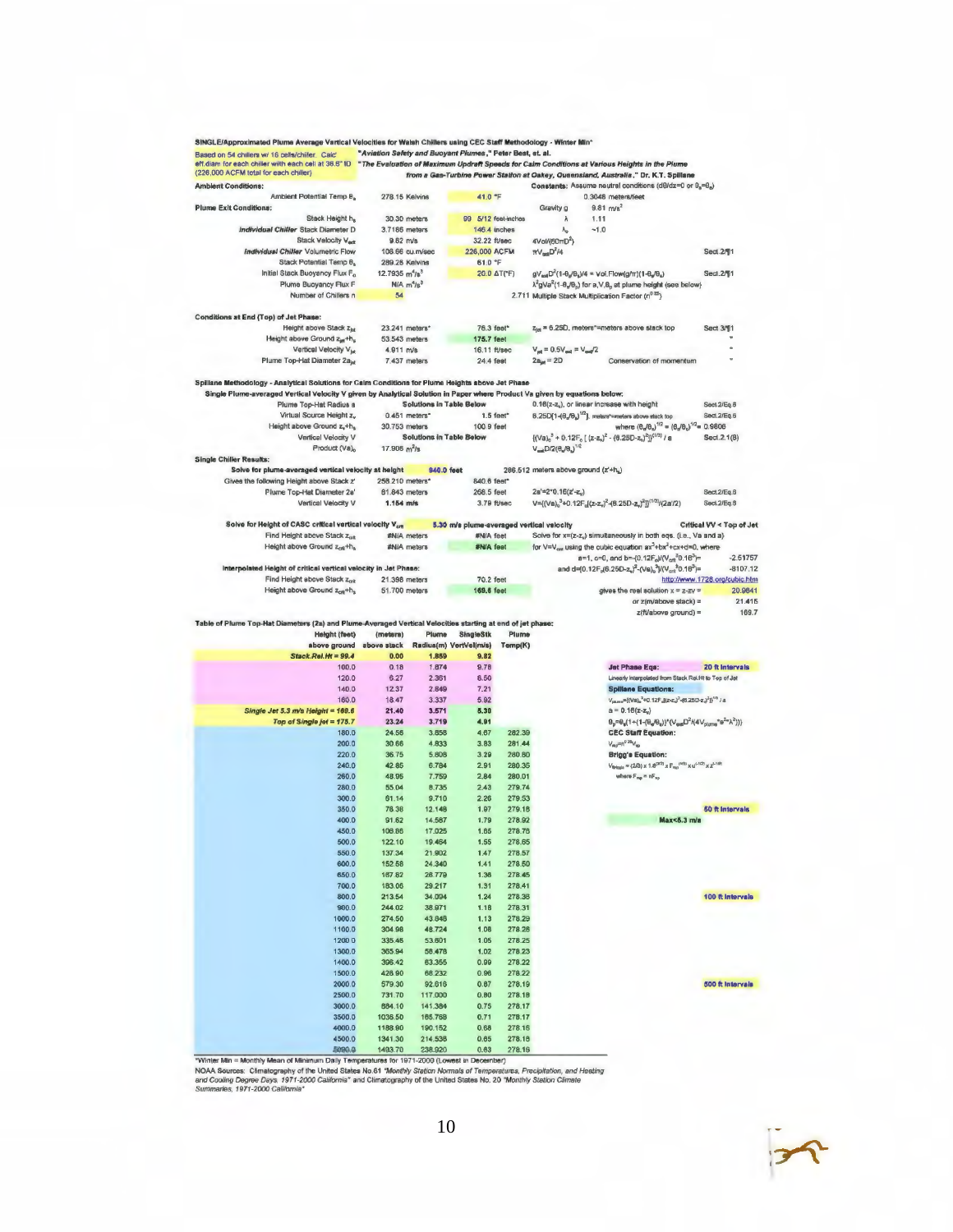**SINGLE/Approximated Plume Average Vertical Velocities for Walsh Chillers using CEC Staff Methodology - Winter Min***

Based on 54 chillers w/ 16 cells/chiller. Calc' eff.diam for each chiller with each cell at 36.8" ID (226,000 ACFM total for each chiller)

*"Aviation Safety and Buoyant Plumes,"* Peter Best, et. al.
*"The Evaluation of Maximum Updraft Speeds for Calm Conditions at Various Heights in the Plume from a Gas-Turbine Power Station at Oakey, Queensland, Australia."* Dr. K.T. Spillane

**Ambient Conditions:**

| | | | |
|---|---|---|---|
| Ambient Potential Temp $\theta_a$ | 278.15 Kelvins | 41.0 °F | |

**Constants:** Assume neutral conditions ($d\theta/dz=0$ or $\theta_a=\theta_p$)

| | | |
|---|---|---|
| | 0.3048 meters/feet | |
| Gravity g | 9.81 m/s² | |
| λ | 1.11 | |
| $\lambda_o$ | ~1.0 | |

**Plume Exit Conditions:**

| | | | | |
|---|---|---|---|---|
| Stack Height $h_s$ | 30.30 meters | 99 5/12 feet-inches | | |
| *Individual Chiller* Stack Diameter D | 3.7186 meters | 146.4 inches | | |
| Stack Velocity $V_{exit}$ | 9.82 m/s | 32.22 ft/sec | $4Vol/(60\pi D^2)$ | |
| *Individual Chiller* Volumetric Flow | 106.66 cu.m/sec | 226,000 ACFM | $\pi V_{exit}D^2/4$ | Sect.2/¶1 |
| Stack Potential Temp $\theta_s$ | 289.26 Kelvins | 61.0 °F | | |
| Initial Stack Buoyancy Flux $F_o$ | 12.7935 m⁴/s³ | 20.0 ΔT(°F) | $gV_{exit}D^2(1-\theta_a/\theta_s)/4$ = Vol.Flow$(g/\pi)(1-\theta_a/\theta_s)$ | Sect.2/¶1 |
| Plume Buoyancy Flux F | N/A m⁴/s³ | | $\lambda^2 gVa^2(1-\theta_a/\theta_p)$ for a,V,$\theta_p$ at plume height (see below) | |
| Number of Chillers n | 54 | 2.711 | Multiple Stack Multiplication Factor ($n^{0.25}$) | |

**Conditions at End (Top) of Jet Phase:**

| | | | | |
|---|---|---|---|---|
| Height above Stack $z_{jet}$ | 23.241 meters* | 76.3 feet* | $z_{jet}$ = 6.25D, meters*=meters above stack top | Sect 3/¶1 |
| Height above Ground $z_{jet}+h_s$ | 53.543 meters | 175.7 feet | | " |
| Vertical Velocity $V_{jet}$ | 4.911 m/s | 16.11 ft/sec | $V_{jet} = 0.5V_{exit} = V_{exit}/2$ | " |
| Plume Top-Hat Diameter $2a_{jet}$ | 7.437 meters | 24.4 feet | $2a_{jet}$ = 2D Conservation of momentum | " |

**Spillane Methodology - Analytical Solutions for Calm Conditions for Plume Heights above Jet Phase**

Single Plume-averaged Vertical Velocity V given by Analytical Solution in Paper where Product Va given by equations below:

| | | | | |
|---|---|---|---|---|
| Plume Top-Hat Radius a | Solutions in Table Below | | $0.16(z-z_v)$, or linear increase with height | Sect.2/Eq.6 |
| Virtual Source Height $z_v$ | 0.451 meters* | 1.5 feet* | $6.25D[1-(\theta_s/\theta_a)^{1/2}]$, meters*=meters above stack top | Sect.2/Eq.6 |
| Height above Ground $z_v+h_s$ | 30.753 meters | 100.9 feet | where $(\theta_s/\theta_a)^{1/2} = (\theta_s/\theta_a)^{1/2}$= 0.9806 | |
| Vertical Velocity V | Solutions in Table Below | | $[(Va)_o^3 + 0.12F_o\{(z-z_v)^2-(6.25D-z_v)^2\}]^{(1/3)}/a$ | Sect.2.1(8) |
| Product $(Va)_o$ | 17.908 m²/s | | $V_{exit}D/2(\theta_s/\theta_a)^{1/2}$ | |

**Single Chiller Results:**

Solve for plume-averaged vertical velocity at height 940.0 feet — 286.512 meters above ground ($z'+h_s$)

| | | | | |
|---|---|---|---|---|
| Gives the following Height above Stack z' | 256.210 meters* | 840.6 feet* | | |
| Plume Top-Hat Diameter 2a' | 81.843 meters | 268.5 feet | $2a'=2*0.16(z'-z_v)$ | Sect.2/Eq.6 |
| Vertical Velocity V | 1.154 m/s | 3.79 ft/sec | $V=[(Va)_o^3+0.12F_o\{(z-z_v)^2-(6.25D-z_v)^2\}]^{(1/3)}/(2a'/2)$ | Sect.2/Eq.8 |

Solve for Height of CASC critical vertical velocity $V_{crit}$ — 5.30 m/s plume-averaged vertical velocity — Critical VV < Top of Jet

| | | | |
|---|---|---|---|
| Find Height above Stack $z_{crit}$ | #N/A meters | #N/A feet | Solve for $x=(z-z_v)$ simultaneously in both eqs. (i.e., Va and a) |
| Height above Ground $z_{crit}+h_s$ | #N/A meters | #N/A feet | for $V=V_{crit}$ using the cubic equation $ax^3+bx^2+cx+d=0$, where |

a=1, c=0, and $b=-(0.12F_o)/(V_{crit}^3 0.16^3)$= -2.51757
and $d=(0.12F_o(6.25D-z_v)^2-(Va)_o^3)/(V_{crit}^3 0.16^3)$= -8107.12
http://www.1728.org/cubic.htm

Interpolated Height of critical vertical velocity in Jet Phase:

| | | |
|---|---|---|
| Find Height above Stack $z_{crit}$ | 21.398 meters | 70.2 feet |
| Height above Ground $z_{crit}+h_s$ | 51.700 meters | 169.6 feet |

gives the real solution $x = z-zv$ = 20.9641
or z(m/above stack) = 21.415
z(ft/above ground) = 169.7

**Table of Plume Top-Hat Diameters (2a) and Plume-Averaged Vertical Velocities starting at end of jet phase:**

| Height (feet) above ground | (meters) above stack | Plume Radius(m) | SingleStk VertVel(m/s) | Plume Temp(K) |
|---|---|---|---|---|
| Stack.Rel.Ht = 99.4 | 0.00 | 1.859 | 9.82 | |
| 100.0 | 0.18 | 1.874 | 9.78 | |
| 120.0 | 6.27 | 2.361 | 8.50 | |
| 140.0 | 12.37 | 2.849 | 7.21 | |
| 160.0 | 18.47 | 3.337 | 5.92 | |
| Single Jet 5.3 m/s Height = 169.6 | 21.40 | 3.571 | 5.30 | |
| Top of Single Jet = 175.7 | 23.24 | 3.719 | 4.91 | |
| 180.0 | 24.55 | 3.858 | 4.67 | 282.39 |
| 200.0 | 30.66 | 4.833 | 3.83 | 281.44 |
| 220.0 | 36.75 | 5.808 | 3.29 | 280.80 |
| 240.0 | 42.85 | 6.784 | 2.91 | 280.35 |
| 260.0 | 48.95 | 7.759 | 2.84 | 280.01 |
| 280.0 | 55.04 | 8.735 | 2.43 | 279.74 |
| 300.0 | 61.14 | 9.710 | 2.26 | 279.53 |
| 350.0 | 76.38 | 12.148 | 1.97 | 279.18 |
| 400.0 | 91.62 | 14.587 | 1.79 | 278.92 |
| 450.0 | 106.86 | 17.025 | 1.65 | 278.76 |
| 500.0 | 122.10 | 19.464 | 1.55 | 278.65 |
| 550.0 | 137.34 | 21.902 | 1.47 | 278.57 |
| 600.0 | 152.58 | 24.340 | 1.41 | 278.50 |
| 650.0 | 167.82 | 26.779 | 1.36 | 278.45 |
| 700.0 | 183.06 | 29.217 | 1.31 | 278.41 |
| 800.0 | 213.54 | 34.094 | 1.24 | 278.35 |
| 900.0 | 244.02 | 38.971 | 1.18 | 278.31 |
| 1000.0 | 274.50 | 43.848 | 1.13 | 278.29 |
| 1100.0 | 304.98 | 48.724 | 1.08 | 278.26 |
| 1200.0 | 335.46 | 53.601 | 1.05 | 278.25 |
| 1300.0 | 365.94 | 58.478 | 1.02 | 278.23 |
| 1400.0 | 396.42 | 63.355 | 0.99 | 278.22 |
| 1500.0 | 426.90 | 68.232 | 0.96 | 278.22 |
| 2000.0 | 579.30 | 92.616 | 0.87 | 278.19 |
| 2500.0 | 731.70 | 117.000 | 0.80 | 278.18 |
| 3000.0 | 884.10 | 141.384 | 0.75 | 278.17 |
| 3500.0 | 1036.50 | 165.768 | 0.71 | 278.17 |
| 4000.0 | 1188.90 | 190.152 | 0.68 | 278.16 |
| 4500.0 | 1341.30 | 214.536 | 0.65 | 278.16 |
| 5000.0 | 1493.70 | 238.920 | 0.63 | 278.16 |

Jet Phase Eqs: 20 ft Intervals
Linearly interpolated from Stack Rel.Ht to Top of Jet

Spillane Equations:
$V_{plume}=[(Va)_o^3+0.12F_o(z-z_v)^2-(6.25D-z_v)^2]^{1/3}/a$
$a = 0.16(z-z_v)$
$\theta_p=\theta_a(1+(1-(\theta_a/\theta_s))*(V_{exit}D^2/(4V_{plume}*a^2*\lambda^2)))$

CEC Staff Equation:
$V_{eq}=n^{0.25}V_{sp}$

Brigg's Equation:
$V_{Briggs} = (3/4) \times 1.6^{(3/2)} \times F_m^{(1/2)} \times u^{(-1/2)} \times z^{-1/4}$
where $F_m = nF_o$

50 ft Intervals

Max<5.3 m/s

100 ft Intervals

500 ft Intervals

*Winter Min = Monthly Mean of Minimum Daily Temperatures for 1971-2000 (Lowest in December)
NOAA Sources: Climatography of the United States No.81 *"Monthly Station Normals of Temperatures, Precipitation, and Heating and Cooling Degree Days 1971-2000 California"* and Climatography of the United States No. 20 *"Monthly Station Climate Summaries, 1971-2000 California"*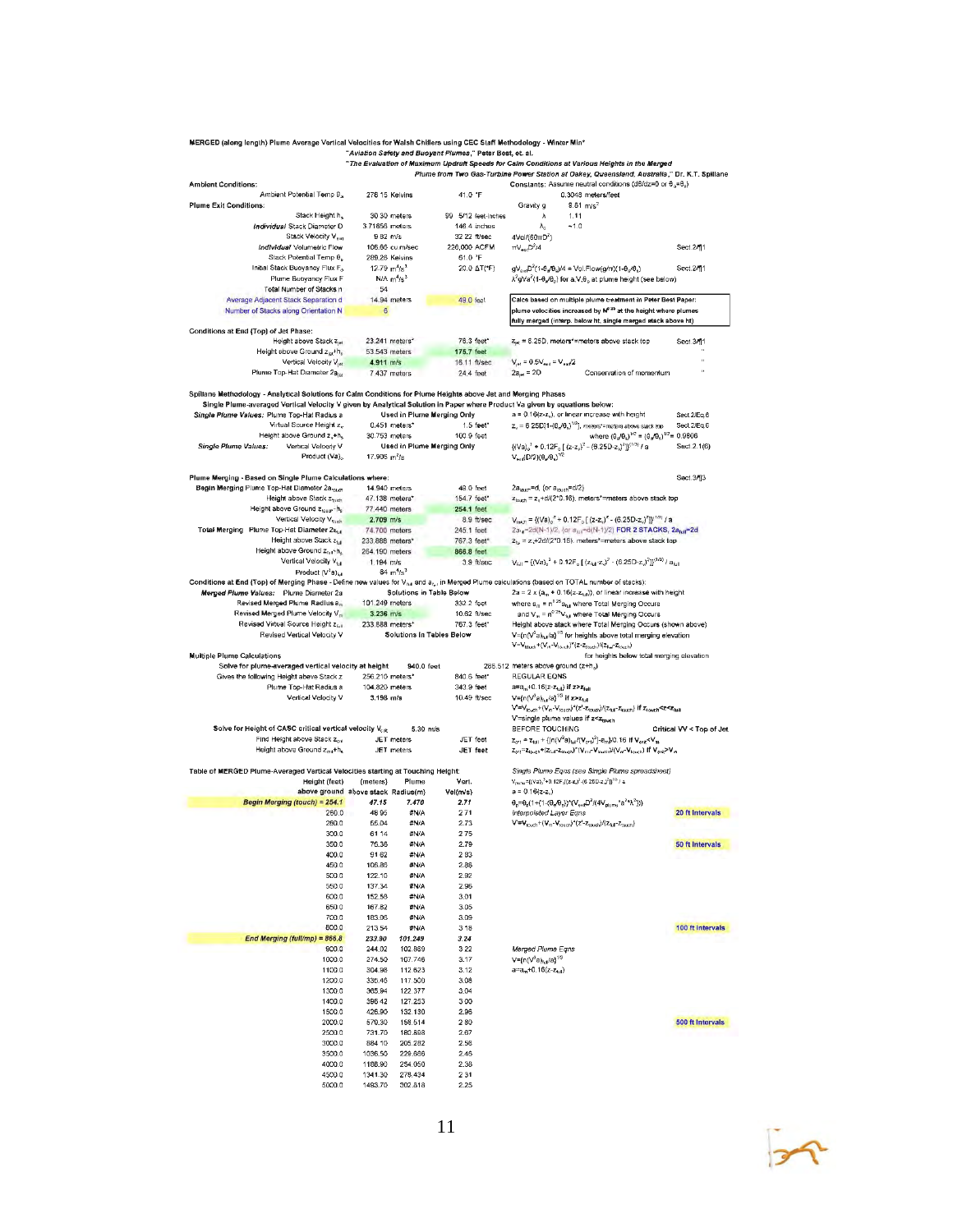**MERGED (along length) Plume Average Vertical Velocities for Walsh Chillers using CEC Staff Methodology - Winter Min***

"*Aviation Safety and Buoyant Plumes*," Peter Best, et. al.

"*The Evaluation of Maximum Updraft Speeds for Calm Conditions at Various Heights in the Merged Plume from Two Gas-Turbine Power Station at Oakey, Queensland, Australia*," Dr. K.T. Spillane

**Ambient Conditions:**

| | | | |
|---|---|---|---|
| Ambient Potential Temp $\theta_a$ | 278.15 Kelvins | 41.0 °F | |

Constants: Assume neutral conditions ($d\theta/dz=0$ or $\theta_a=\theta_s$)

0.3048 meters/feet

| Constant | Value |
|---|---|
| Gravity g | 9.81 m/s$^2$ |
| $\lambda$ | 1.11 |
| $\lambda_o$ | ~1.0 |

**Plume Exit Conditions:**

| Parameter | Value | Value | Equation | Ref. |
|---|---|---|---|---|
| Stack Height $h_s$ | 30.30 meters | 99 5/12 feet-inches | | |
| *Individual* Stack Diameter D | 3.71856 meters | 146.4 inches | | |
| Stack Velocity $V_{exit}$ | 9.82 m/s | 32.22 ft/sec | $4Vol/(60\pi D^2)$ | |
| *Individual* Volumetric Flow | 106.66 cu.m/sec | 226,000 ACFM | $\pi V_{exit} D^2/4$ | Sect.2/¶1 |
| Stack Potential Temp $\theta_s$ | 289.26 Kelvins | 61.0 °F | | |
| Initial Stack Buoyancy Flux $F_o$ | 12.79 m$^4$/s$^3$ | 20.0 ΔT(°F) | $gV_{exit}D^2(1-\theta_a/\theta_s)/4$ = Vol.Flow$(g/\pi)(1-\theta_a/\theta_s)$ | Sect.2/¶1 |
| Plume Buoyancy Flux F | N/A m$^4$/s$^3$ | | $\lambda^2 gVa^2(1-\theta_a/\theta_s)$ for a,V,$\theta_s$ at plume height (see below) | |
| Total Number of Stacks n | 54 | | | |
| Average Adjacent Stack Separation d | 14.94 meters | 49.0 feet | | |
| Number of Stacks along Orientation N | 6 | | | |

Calcs based on multiple plume treatment in Peter Best Paper: plume velocities increased by $N^{0.25}$ at the height where plumes fully merged (interp. below ht. single merged stack above ht)

**Conditions at End (Top) of Jet Phase:**

| Parameter | Value | Value | Equation | Ref. |
|---|---|---|---|---|
| Height above Stack $z_{jet}$ | 23.241 meters* | 76.3 feet* | $z_{jet}$ = 6.25D, meters*=meters above stack top | Sect.3/¶1 |
| Height above Ground $z_{jet}+h_s$ | 53.543 meters | 175.7 feet | | " |
| Vertical Velocity $V_{jet}$ | 4.911 m/s | 16.11 ft/sec | $V_{jet} = 0.5V_{exit} = V_{exit}/2$ | " |
| Plume Top-Hat Diameter $2a_{jet}$ | 7.437 meters | 24.4 feet | $2a_{jet}$ = 2D  Conservation of momentum | " |

**Spillane Methodology - Analytical Solutions for Calm Conditions for Plume Heights above Jet and Merging Phases**

Single Plume-averaged Vertical Velocity V given by Analytical Solution in Paper where Product Va given by equations below:

| | Parameter | Value | Value | Equation | Ref. |
|---|---|---|---|---|---|
| *Single Plume Values:* | Plume Top-Hat Radius a | Used in Plume Merging Only | | $a = 0.16(z-z_v)$, or linear increase with height | Sect.2/Eq.6 |
| | Virtual Source Height $z_v$ | 0.451 meters* | 1.5 feet* | $z_v = 6.25D(1-(\theta_a/\theta_s)^{1/2})$, meters*=meters above stack top | Sect.2/Eq.6 |
| | Height above Ground $z_v+h_s$ | 30.753 meters | 100.9 feet | where $(\theta_a/\theta_s)^{1/2} = (\theta_a/\theta_s)^{1/2}$ = 0.9806 | |
| *Single Plume Values:* | Vertical Velocity V | Used in Plume Merging Only | | $\{(Va)_o^3 + 0.12F_o[(z-z_v)^2 - (6.25D-z_v)^2]\}^{(1/3)}$ / a | Sect.2.1(6) |
| | Product $(Va)_o$ | 17.906 m$^2$/s | | $V_{exit}(D/2)(\theta_a/\theta_s)^{1/2}$ | |

**Plume Merging - Based on Single Plume Calculations where:** Sect.3/¶3

| | Parameter | Value | Value | Equation |
|---|---|---|---|---|
| **Begin Merging** | Plume Top-Hat Diameter $2a_{touch}$ | 14.940 meters | 49.0 feet | $2a_{touch}$=d, (or $a_{touch}$=d/2) |
| | Height above Stack $z_{touch}$ | 47.138 meters* | 154.7 feet* | $z_{touch} = z_v+d/(2*0.16)$, meters*=meters above stack top |
| | Height above Ground $z_{touch}+h_s$ | 77.440 meters | 254.1 feet | |
| | Vertical Velocity $V_{touch}$ | 2.709 m/s | 8.9 ft/sec | $V_{touch} = \{(Va)_o^3 + 0.12F_o[(z-z_v)^2 - (6.25D-z_v)^2]\}^{(1/3)}$ / a |
| **Total Merging** | Plume Top-Hat Diameter $2a_{full}$ | 74.700 meters | 245.1 feet | $2a_{full}$=2d(N-1)/2, (or $a_{full}$=d(N-1)/2) FOR 2 STACKS, $2a_{full}$=2d |
| | Height above Stack $z_{full}$ | 233.888 meters* | 767.3 feet* | $z_{full} = z_v+2d/(2*0.16)$, meters*=meters above stack top |
| | Height above Ground $z_{full}+h_s$ | 264.190 meters | 866.8 feet | |
| | Vertical Velocity $V_{full}$ | 1.194 m/s | 3.9 ft/sec | $V_{full} = \{(Va)_o^3 + 0.12F_o[(z_{full}-z_v)^2 - (6.25D-z_v)^2]\}^{(1/3)}$ / $a_{full}$ |
| | Product $(V^3a)_{full}$ | 84 m$^4$/s$^3$ | | |

**Conditions at End (Top) of Merging Phase** - Define new values for $V_{full}$ and $a_{full}$ in Merged Plume calculations (based on TOTAL number of stacks):

| | Parameter | Value | Value | Equation |
|---|---|---|---|---|
| *Merged Plume Values:* | Plume Diameter 2a | Solutions in Table Below | | $2a = 2 \times (a_m + 0.16(z-z_{full}))$, or linear increase with height |
| | Revised Merged Plume Radius $a_m$ | 101.249 meters | 332.2 feet | where $a_m = n^{0.25}a_{full}$ where Total Merging Occurs |
| | Revised Merged Plume Velocity $V_m$ | 3.236 m/s | 10.62 ft/sec | and $V_m = n^{0.25}V_{full}$ where Total Merging Occurs |
| | Revised Virtual Source Height $z_{full}$ | 233.888 meters* | 767.3 feet* | Height above stack where Total Merging Occurs (shown above) |
| | Revised Vertical Velocity V | Solutions in Tables Below | | $V=(n(V^3a)_{full}/a)^{1/3}$ for heights above total merging elevation |
| | | | | $V=V_{touch}+(V_m-V_{touch})*(z-z_{touch})/(z_{full}-z_{touch})$ for heights below total merging elevation |

**Multiple Plume Calculations**

| Parameter | Value | Value | Equation |
|---|---|---|---|
| Solve for plume-averaged vertical velocity at height 940.0 feet | | 286.512 meters above ground ($z+h_s$) | |
| Gives the following Height above Stack z | 256.210 meters* | 840.6 feet* | REGULAR EQNS |
| Plume Top-Hat Radius a | 104.820 meters | 343.9 feet | $a=a_m+0.16(z-z_{full})$ if $z \geq z_{full}$ |
| Vertical Velocity V | 3.198 m/s | 10.49 ft/sec | $V=(n(V^3a)_{full}/a)^{1/3}$ if $z \geq z_{full}$ |
| | | | $V'=V_{touch}+(V_m-V_{touch})*(z'-z_{touch})/(z_{full}-z_{touch})$ if $z_{touch}<z<z_{full}$ |
| | | | V=single plume values if $z<z_{touch}$ |

| Parameter | Value | Value | Equation |
|---|---|---|---|
| Solve for Height of CASC critical vertical velocity $V_{cr}$ | 5.30 m/s | | BEFORE TOUCHING  Critical VV < Top of Jet |
| Find Height above Stack $z_{crit}$ | JET meters | JET feet | $z_{crit} = z_{full} + \{[n(V^3a)_{full}/(V_{crit})^3]-a_m\}/0.16$ if $V_{crit}<V_m$ |
| Height above Ground $z_{crit}+h_s$ | JET meters | JET feet | $z_{crit}=z_{touch}+(z_{full}-z_{touch})*(V_{crit}-V_{touch})/(V_m-V_{touch})$ if $V_{crit}>V_m$ |

**Table of MERGED Plume-Averaged Vertical Velocities starting at Touching Height:**

| Height (feet) above ground | (meters) above stack | Plume Radius(m) | Vert. Vel(m/s) |
|---|---|---|---|
| **Begin Merging (touch) = 254.1** | 47.15 | 7.470 | 2.71 |
| 260.0 | 48.95 | #N/A | 2.71 |
| 280.0 | 55.04 | #N/A | 2.73 |
| 300.0 | 61.14 | #N/A | 2.75 |
| 350.0 | 76.38 | #N/A | 2.79 |
| 400.0 | 91.62 | #N/A | 2.83 |
| 450.0 | 106.86 | #N/A | 2.88 |
| 500.0 | 122.10 | #N/A | 2.92 |
| 550.0 | 137.34 | #N/A | 2.96 |
| 600.0 | 152.58 | #N/A | 3.01 |
| 650.0 | 167.82 | #N/A | 3.05 |
| 700.0 | 183.06 | #N/A | 3.09 |
| 800.0 | 213.54 | #N/A | 3.18 |
| **End Merging (full/mp) = 866.8** | 233.90 | 101.249 | 3.24 |
| 900.0 | 244.02 | 102.869 | 3.22 |
| 1000.0 | 274.50 | 107.746 | 3.17 |
| 1100.0 | 304.98 | 112.623 | 3.12 |
| 1200.0 | 335.46 | 117.500 | 3.08 |
| 1300.0 | 365.94 | 122.377 | 3.04 |
| 1400.0 | 396.42 | 127.253 | 3.00 |
| 1500.0 | 426.90 | 132.130 | 2.96 |
| 2000.0 | 579.30 | 156.514 | 2.80 |
| 2500.0 | 731.70 | 180.898 | 2.67 |
| 3000.0 | 884.10 | 205.282 | 2.56 |
| 3500.0 | 1036.50 | 229.666 | 2.46 |
| 4000.0 | 1188.90 | 254.050 | 2.38 |
| 4500.0 | 1341.30 | 278.434 | 2.31 |
| 5000.0 | 1493.70 | 302.818 | 2.25 |

*Single Plume Eqns (see Single Plume spreadsheet)*

$V_{plume} = \{(Va)_o^3 + 0.12F_o[(z-z_v)^2 - (6.25D-z_v)^2]\}^{1/3}$ / a

$a = 0.16(z-z_v)$

$\theta_p = \theta_a(1+(1-(\theta_a/\theta_s))*(V_{exit}D^2/(4V_{plume}*a^2\lambda^2)))$

*Interpolated Layer Eqns* — **20 ft Intervals**

$V'=V_{touch}+(V_m-V_{touch})*(z'-z_{touch})/(z_{full}-z_{touch})$

**50 ft Intervals**

**100 ft Intervals**

*Merged Plume Eqns*

$V=(n(V^3a)_{full}/a)^{1/3}$

$a=a_m+0.16(z-z_{full})$

**500 ft Intervals**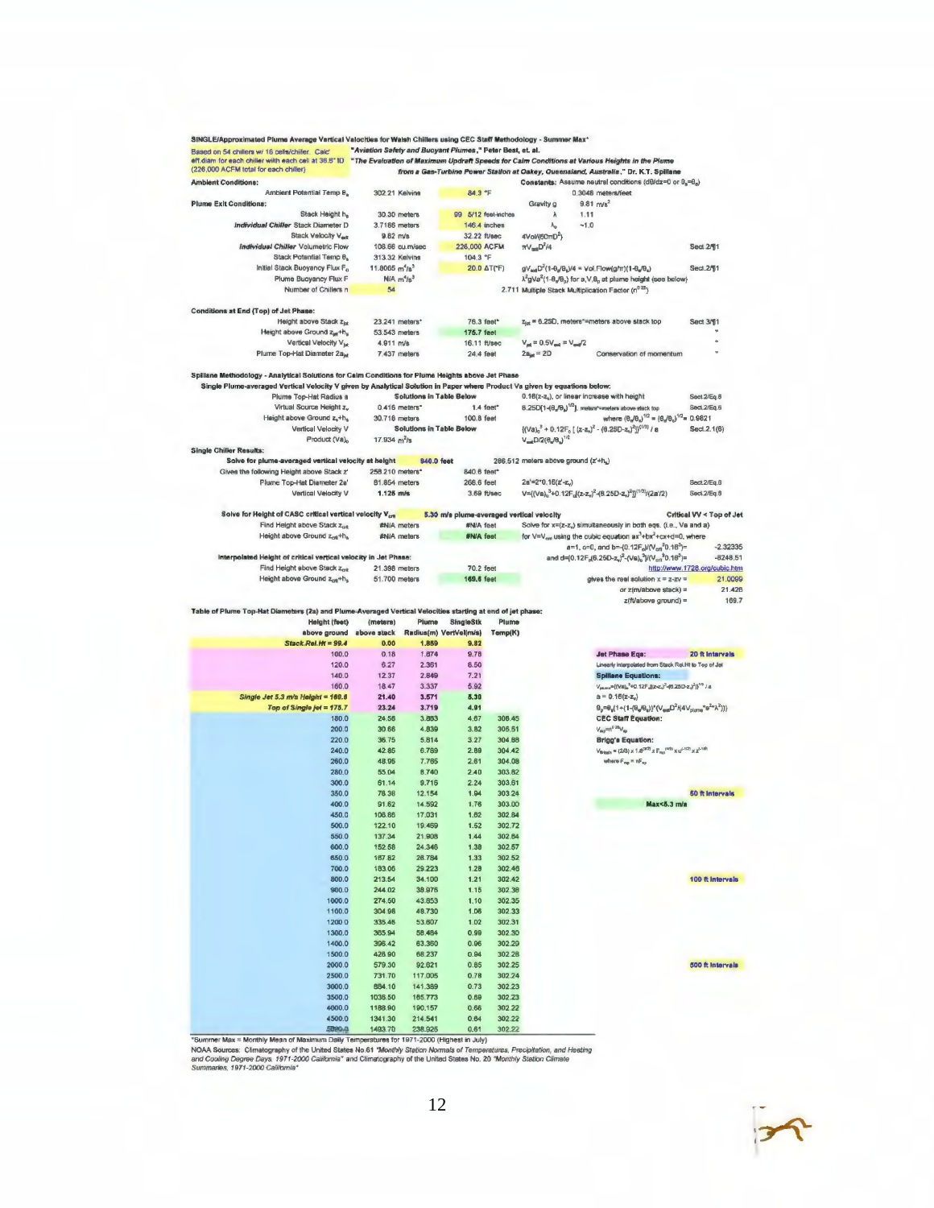**SINGLE/Approximated Plume Average Vertical Velocities for Walsh Chillers using CEC Staff Methodology - Summer Max***

Based on 54 chillers w/ 16 cells/chiller. Calc' eff.diam for each chiller with each cell at 36.8" ID (226,000 ACFM total for each chiller)

*"Aviation Safety and Buoyant Plumes,"* Peter Best, et. al.
*"The Evaluation of Maximum Updraft Speeds for Calm Conditions at Various Heights in the Plume from a Gas-Turbine Power Station at Oakey, Queensland, Australia."* Dr. K.T. Spillane

**Ambient Conditions:**

**Constants:** Assume neutral conditions ($d\theta/dz=0$ or $\theta_a=\theta_o$)

| | | | | | | |
|---|---|---|---|---|---|---|
| Ambient Potential Temp $\theta_a$ | 302.21 Kelvins | 84.3 °F | | 0.3048 meters/feet | | |
| **Plume Exit Conditions:** | | | Gravity g | 9.81 m/s² | | |
| Stack Height $h_s$ | 30.30 meters | 99 5/12 feet-inches | $\lambda$ | 1.11 | | |
| ***Individual Chiller*** Stack Diameter D | 3.7186 meters | 146.4 inches | $\lambda_o$ | ~1.0 | | |
| Stack Velocity $V_{exit}$ | 9.82 m/s | 32.22 ft/sec | $4Vol/(60\pi D^2)$ | | | |
| ***Individual Chiller*** Volumetric Flow | 106.66 cu.m/sec | 226,000 ACFM | $\pi V_{exit}D^2/4$ | | | Sect.2/¶1 |
| Stack Potential Temp $\theta_o$ | 313.32 Kelvins | 104.3 °F | | | | |
| Initial Stack Buoyancy Flux $F_o$ | 11.8065 m⁴/s³ | 20.0 ΔT(°F) | $gV_{exit}D^2(1-\theta_a/\theta_o)/4$ = Vol.Flow$(g/\pi)(1-\theta_a/\theta_o)$ | | | Sect.2/¶1 |
| Plume Buoyancy Flux F | N/A m⁴/s³ | | $\lambda^2 gVa^2(1-\theta_a/\theta_p)$ for a,V,$\theta_p$ at plume height (see below) | | | |
| Number of Chillers n | 54 | 2.711 | Multiple Stack Multiplication Factor ($n^{0.25}$) | | | |

**Conditions at End (Top) of Jet Phase:**

| | | | | |
|---|---|---|---|---|
| Height above Stack $z_{jet}$ | 23.241 meters* | 76.3 feet* | $z_{jet}$ = 6.25D, meters*=meters above stack top | Sect.3/¶1 |
| Height above Ground $z_{jet}+h_s$ | 53.543 meters | 175.7 feet | | " |
| Vertical Velocity $V_{jet}$ | 4.911 m/s | 16.11 ft/sec | $V_{jet} = 0.5V_{exit} = V_{exit}/2$ | " |
| Plume Top-Hat Diameter $2a_{jet}$ | 7.437 meters | 24.4 feet | $2a_{jet}$ = 2D — Conservation of momentum | " |

**Spillane Methodology - Analytical Solutions for Calm Conditions for Plume Heights above Jet Phase**

**Single Plume-averaged Vertical Velocity V given by Analytical Solution in Paper where Product Va given by equations below:**

| | | | | |
|---|---|---|---|---|
| Plume Top-Hat Radius a | Solutions in Table Below | | $0.16(z-z_v)$, or linear increase with height | Sect.2/Eq.6 |
| Virtual Source Height $z_v$ | 0.416 meters* | 1.4 feet* | $6.25D[1-(\theta_a/\theta_o)^{1/2}]$, meters*=meters above stack top | Sect.2/Eq.6 |
| Height above Ground $z_v+h_s$ | 30.718 meters | 100.8 feet | where $(\theta_a/\theta_o)^{1/2} = (\theta_o/\theta_a)^{-1/2}$ = 0.9821 | |
| Vertical Velocity V | Solutions in Table Below | | $[(Va)_o^3 + 0.12F_o[(z-z_v)^2-(6.25D-z_v)^2]]^{(1/3)}/a$ | Sect.2.1(6) |
| Product $(Va)_o$ | 17.934 m²/s | | $V_{exit}D/2(\theta_o/\theta_a)^{1/2}$ | |

**Single Chiller Results:**

**Solve for plume-averaged vertical velocity at height** 940.0 feet — 286.512 meters above ground ($z'+h_s$)

| | | | | |
|---|---|---|---|---|
| Gives the following Height above Stack z' | 256.210 meters* | 840.6 feet* | | |
| Plume Top-Hat Diameter 2a' | 81.854 meters | 268.6 feet | $2a'=2*0.16(z'-z_v)$ | Sect.2/Eq.6 |
| Vertical Velocity V | **1.125 m/s** | 3.69 ft/sec | $V=[(Va)_o^3+0.12F_o[(z-z_v)^2-(6.25D-z_v)^2]]^{(1/3)}/(2a'/2)$ | Sect.2/Eq.6 |

**Solve for Height of CASC critical vertical velocity $V_{crit}$** 5.30 m/s plume-averaged vertical velocity — **Critical VV < Top of Jet**

| | | | |
|---|---|---|---|
| Find Height above Stack $z_{crit}$ | #N/A meters | #N/A feet | Solve for $x=(z-z_v)$ simultaneously in both eqs. (i.e., Va and a) |
| Height above Ground $z_{crit}+h_s$ | #N/A meters | #N/A feet | for $V=V_{crit}$ using the cubic equation $ax^3+bx^2+cx+d=0$, where |
| | | | a=1, c=0, and $b=-(0.12F_o)/(V_{crit}^3 0.16^3)$ = -2.32335 |
| **Interpolated Height of critical vertical velocity in Jet Phase:** | | | and $d=(0.12F_o(6.25D-z_v)^2-(Va)_o^3)/(V_{crit}^3 0.16^3)$ = -8248.51 |
| Find Height above Stack $z_{crit}$ | 21.398 meters | 70.2 feet | http://www.1728.org/cubic.htm |
| Height above Ground $z_{crit}+h_s$ | 51.700 meters | 169.6 feet | gives the real solution $x = z-zv$ = 21.0099 |
| | | | or z(m/above stack) = 21.426 |
| | | | z(ft/above ground) = 169.7 |

**Table of Plume Top-Hat Diameters (2a) and Plume-Averaged Vertical Velocities starting at end of jet phase:**

| Height (feet) above ground | (meters) above stack | Plume Radius(m) | SingleStk VertVel(m/s) | Plume Temp(K) |
|---|---|---|---|---|
| **Stack.Rel.Ht = 99.4** | 0.00 | 1.859 | 9.82 | |
| 100.0 | 0.18 | 1.874 | 9.78 | |
| 120.0 | 6.27 | 2.361 | 8.50 | |
| 140.0 | 12.37 | 2.849 | 7.21 | |
| 160.0 | 18.47 | 3.337 | 5.92 | |
| **Single Jet 5.3 m/s Height = 169.6** | 21.40 | 3.571 | 5.30 | |
| **Top of Single jet = 175.7** | 23.24 | 3.719 | 4.91 | |
| 180.0 | 24.56 | 3.863 | 4.67 | 306.45 |
| 200.0 | 30.66 | 4.839 | 3.82 | 305.51 |
| 220.0 | 36.75 | 5.814 | 3.27 | 304.88 |
| 240.0 | 42.85 | 6.789 | 2.89 | 304.42 |
| 260.0 | 48.95 | 7.765 | 2.61 | 304.08 |
| 280.0 | 55.04 | 8.740 | 2.40 | 303.82 |
| 300.0 | 61.14 | 9.715 | 2.24 | 303.61 |
| 350.0 | 76.38 | 12.154 | 1.94 | 303.24 |
| 400.0 | 91.62 | 14.592 | 1.76 | 303.00 |
| 450.0 | 106.86 | 17.031 | 1.62 | 302.84 |
| 500.0 | 122.10 | 19.469 | 1.52 | 302.72 |
| 550.0 | 137.34 | 21.908 | 1.44 | 302.64 |
| 600.0 | 152.58 | 24.346 | 1.38 | 302.57 |
| 650.0 | 167.82 | 26.784 | 1.33 | 302.52 |
| 700.0 | 183.06 | 29.223 | 1.28 | 302.48 |
| 800.0 | 213.54 | 34.100 | 1.21 | 302.42 |
| 900.0 | 244.02 | 38.976 | 1.15 | 302.38 |
| 1000.0 | 274.50 | 43.853 | 1.10 | 302.35 |
| 1100.0 | 304.98 | 48.730 | 1.06 | 302.33 |
| 1200.0 | 335.46 | 53.607 | 1.02 | 302.31 |
| 1300.0 | 365.94 | 58.484 | 0.99 | 302.30 |
| 1400.0 | 396.42 | 63.360 | 0.96 | 302.29 |
| 1500.0 | 426.90 | 68.237 | 0.94 | 302.28 |
| 2000.0 | 579.30 | 92.621 | 0.85 | 302.25 |
| 2500.0 | 731.70 | 117.005 | 0.78 | 302.24 |
| 3000.0 | 884.10 | 141.389 | 0.73 | 302.23 |
| 3500.0 | 1036.50 | 165.773 | 0.69 | 302.23 |
| 4000.0 | 1188.90 | 190.157 | 0.66 | 302.22 |
| 4500.0 | 1341.30 | 214.541 | 0.64 | 302.22 |
| 5000.0 | 1493.70 | 238.925 | 0.61 | 302.22 |

**Jet Phase Eqs:** 20 ft Intervals
Linearly interpolated from Stack Rel.Ht to Top of Jet

**Spillane Equations:**
$V_{plume}=[(Va)_o^3+0.12F_o[(z-z_v)^2-(6.25D-z_v)^2]]^{1/3}/a$
$a = 0.16(z-z_v)$
$\theta_p=\theta_a(1+(1-(\theta_a/\theta_o))*(V_{exit}D^2/(4V_{plume}*a^2*\lambda^2)))$

**CEC Staff Equation:**
$V_{eq}=n^{0.25}V_{sp}$

**Brigg's Equation:**
$V_{Briggs} = (2/3) \times 1.6^{(3/2)} \times F_{eq}^{(1/2)} \times u^{(-1/2)} \times z^{-1/4}$
where $F_{eq} = nF_o$

50 ft Intervals

Max<5.3 m/s

100 ft Intervals

500 ft Intervals

*Summer Max = Monthly Mean of Maximum Daily Temperatures for 1971-2000 (Highest in July)
NOAA Sources: Climatography of the United States No.81 *"Monthly Station Normals of Temperatures, Precipitation, and Heating and Cooling Degree Days, 1971-2000 California"* and Climatography of the United States No. 20 *"Monthly Station Climate Summaries, 1971-2000 California"*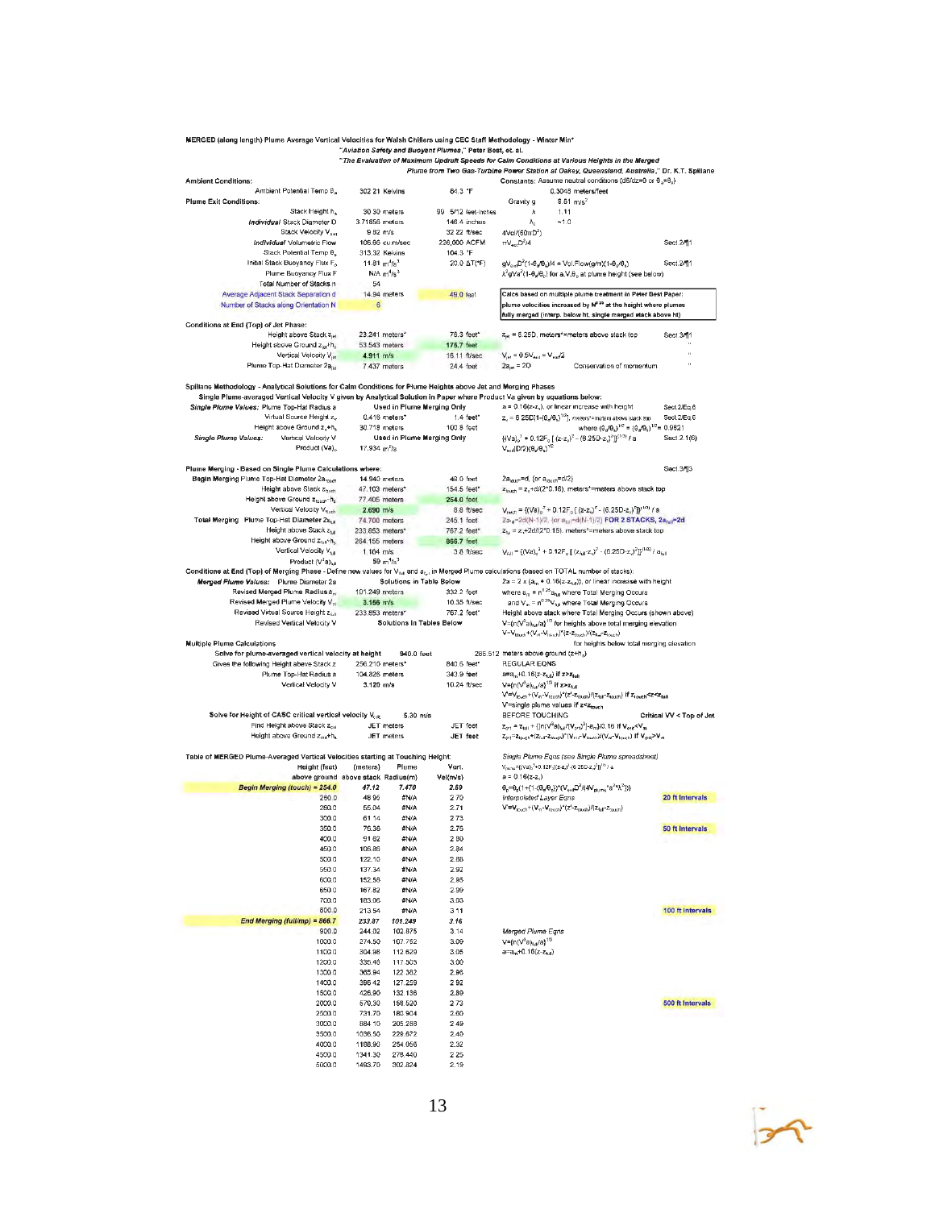**MERGED (along length) Plume Average Vertical Velocities for Walsh Chillers using CEC Staff Methodology - Winter Min***

*"Aviation Safety and Buoyant Plumes," Peter Best, et. al.*

*"The Evaluation of Maximum Updraft Speeds for Calm Conditions at Various Heights in the Merged Plume from Two Gas-Turbine Power Station at Oakey, Queensland, Australia," Dr. K.T. Spillane*

**Ambient Conditions:**

| | | | |
|---|---|---|---|
| Ambient Potential Temp $\theta_a$ | 302.21 Kelvins | 84.3 °F | Constants: Assume neutral conditions ($d\theta/dz$=0 or $\theta_a=\theta_s$) |
| | | | 0.3048 meters/feet |

**Plume Exit Conditions:**

| | | | | |
|---|---|---|---|---|
| Stack Height $h_s$ | 30.30 meters | 99 5/12 feet-inches | Gravity g | 9.81 m/s² |
| *Individual* Stack Diameter D | 3.71856 meters | 146.4 inches | $\lambda$ | 1.11 |
| Stack Velocity $V_{exit}$ | 9.82 m/s | 32.22 ft/sec | $\lambda_r$ | ~1.0 |
| *Individual* Volumetric Flow | 106.66 cu.m/sec | 226,000 ACFM | 4Vol/(60πD²) | |
| Stack Potential Temp $\theta_s$ | 313.32 Kelvins | 104.3 °F | $\pi V_{exit}D^2/4$ | Sect 2/¶1 |
| Initial Stack Buoyancy Flux $F_o$ | 11.81 m⁴/s³ | 20.0 ΔT(°F) | $gV_{exit}D^2(1-\theta_a/\theta_s)/4$ = Vol.Flow(g/π)(1-$\theta_a/\theta_s$) | Sect 2/¶1 |
| Plume Buoyancy Flux F | N/A m⁴/s³ | | $\lambda^2 gVa^2(1-\theta_a/\theta_s)$ for a,V,$\theta_s$ at plume height (see below) | |
| Total Number of Stacks n | 54 | | | |
| Average Adjacent Stack Separation d | 14.94 meters | 49.0 feet | Calcs based on multiple plume treatment in Peter Best Paper: plume velocities increased by $N^{0.25}$ at the height where plumes fully merged (interp. below ht. single merged stack above ht) | |
| Number of Stacks along Orientation N | 6 | | | |

**Conditions at End (Top) of Jet Phase:**

| | | | | |
|---|---|---|---|---|
| Height above Stack $z_{jet}$ | 23.241 meters* | 76.3 feet* | $z_{jet}$ = 6.25D, meters*=meters above stack top | Sect 3/¶1 |
| Height above Ground $z_{jet}+h_s$ | 53.543 meters | 175.7 feet | | " |
| Vertical Velocity $V_{jet}$ | 4.911 m/s | 16.11 ft/sec | $V_{jet} = 0.5V_{exit} = V_{exit}/2$ | " |
| Plume Top-Hat Diameter $2a_{jet}$ | 7.437 meters | 24.4 feet | $2a_{jet}$ = 2D &nbsp;&nbsp; Conservation of momentum | " |

**Spillane Methodology - Analytical Solutions for Calm Conditions for Plume Heights above Jet and Merging Phases**

**Single Plume-averaged Vertical Velocity V given by Analytical Solution in Paper where Product Va given by equations below:**

| | | | | |
|---|---|---|---|---|
| *Single Plume Values:* Plume Top-Hat Radius a | Used in Plume Merging Only | | a = 0.16(z-$z_v$), or linear increase with height | Sect.2/Eq.6 |
| Virtual Source Height $z_v$ | 0.418 meters* | 1.4 feet* | $z_v$ = 6.25D[1-($\theta_a/\theta_s$)$^{1/2}$], meters*=meters above stack top | Sect.2/Eq.6 |
| Height above Ground $z_v+h_s$ | 30.718 meters | 100.8 feet | where $(\theta_a/\theta_s)^{1/2} = (\theta_a/\theta_s)^{1/2}$= 0.9821 | |
| *Single Plume Values:* Vertical Velocity V | Used in Plume Merging Only | | $\{(Va)_o^3 + 0.12F_o[(z-z_v)^2 - (6.25D-z_v)^2]\}^{(1/3)}$ / a | Sect 2.1(6) |
| Product $(Va)_o$ | 17.934 m²/s | | $V_{exit}(D/2)(\theta_a/\theta_s)^{1/2}$ | |

**Plume Merging - Based on Single Plume Calculations where:** Sect.3/¶3

| | | | | |
|---|---|---|---|---|
| **Begin Merging** Plume Top-Hat Diameter $2a_{touch}$ | 14.940 meters | 49.0 feet | $2a_{touch}$=d, (or $a_{touch}$=d/2) | |
| Height above Stack $z_{touch}$ | 47.103 meters* | 154.5 feet* | $z_{touch} = z_v$+d/(2*0.16), meters*=meters above stack top | |
| Height above Ground $z_{touch}+h_s$ | 77.405 meters | 254.0 feet | | |
| Vertical Velocity $V_{touch}$ | 2.690 m/s | 8.8 ft/sec | $V_{touch} = \{(Va)_o^3 + 0.12F_o[(z-z_v)^2 - (6.25D-z_v)^2]\}^{(1/3)}$ / a | |
| **Total Merging** Plume Top-Hat Diameter $2a_{full}$ | 74.700 meters | 245.1 feet | $2a_{full}$=2d(N-1)/2, (or $a_{full}$=d(N-1)/2) **FOR 2 STACKS, $2a_{full}$=2d** | |
| Height above Stack $z_{full}$ | 233.853 meters* | 767.2 feet* | $z_{full} = z_v$+2d/(2*0.16), meters*=meters above stack top | |
| Height above Ground $z_{full}+h_s$ | 264.155 meters | 866.7 feet | | |
| Vertical Velocity $V_{full}$ | 1.164 m/s | 3.8 ft/sec | $V_{full} = \{(Va)_o^3 + 0.12F_o[(z_{full}-z_v)^2 - (6.25D-z_v)^2]\}^{(1/3)}$ / $a_{full}$ | |
| Product $(V^3a)_{full}$ | 59 m⁴/s³ | | | |

**Conditions at End (Top) of Merging Phase** - Define new values for $V_{full}$ and $a_{full}$ in Merged Plume calculations (based on TOTAL number of stacks):

| | | | |
|---|---|---|---|
| *Merged Plume Values:* Plume Diameter 2a | Solutions in Table Below | | 2a = 2 x ($a_m$ + 0.16(z-$z_{full}$)), or linear increase with height |
| Revised Merged Plume Radius $a_m$ | 101.249 meters | 332.2 feet | where $a_m = n^{0.25}a_{full}$ where Total Merging Occurs |
| Revised Merged Plume Velocity $V_m$ | 3.156 m/s | 10.35 ft/sec | and $V_m = n^{0.25}V_{full}$ where Total Merging Occurs |
| Revised Virtual Source Height $z_{full}$ | 233.853 meters* | 767.2 feet* | Height above stack where Total Merging Occurs (shown above) |
| Revised Vertical Velocity V | Solutions in Tables Below | | $V=(n(V^3a)_{full}/a)^{1/3}$ for heights above total merging elevation |
| | | | $V=V_{touch}+(V_m-V_{touch})*(z-z_{touch})/(z_{full}-z_{touch})$ for heights below total merging elevation |

**Multiple Plume Calculations**

| | | | |
|---|---|---|---|
| Solve for plume-averaged vertical velocity at height 940.0 feet | | 286.512 | meters above ground (z+$h_s$) |
| Gives the following Height above Stack z | 256.210 meters* | 840.6 feet* | REGULAR EQNS |
| Plume Top-Hat Radius a | 104.826 meters | 343.9 feet | a=$a_m$+0.16(z-$z_{full}$) if z>$z_{full}$ |
| Vertical Velocity V | 3.120 m/s | 10.24 ft/sec | $V=(n(V^3a)_{full}/a)^{1/3}$ if z>$z_{full}$ |
| | | | $V'=V_{touch}+(V_m-V_{touch})*(z'-z_{touch})/(z_{full}-z_{touch})$ if $z_{touch}$<z<$z_{full}$ |
| | | | V=single plume values if z<$z_{touch}$ |

| | | | |
|---|---|---|---|
| Solve for Height of CASC critical vertical velocity $V_{crit}$ | 5.30 m/s | | BEFORE TOUCHING &nbsp;&nbsp; **Critical VV < Top of Jet** |
| Find Height above Stack $z_{crit}$ | JET meters | JET feet | $z_{crit} = z_{full} + ([n(V^3a)_{full}/(V_{crit})^3]-a_m)/0.16$ if $V_{crit}<V_m$ |
| Height above Ground $z_{crit}+h_s$ | JET meters | JET feet | $z_{crit}=z_{touch}+(z_{full}-z_{touch})*(V_{crit}-V_{touch})/(V_m-V_{touch})$ if $V_{crit}>V_m$ |

**Table of MERGED Plume-Averaged Vertical Velocities starting at Touching Height:**

| Height (feet) above ground | (meters) above stack | Plume Radius(m) | Vert. Vel(m/s) |
|---|---|---|---|
| **Begin Merging (touch) = 254.0** | 47.12 | 7.470 | 2.69 |
| 260.0 | 48.95 | #N/A | 2.70 |
| 280.0 | 55.04 | #N/A | 2.71 |
| 300.0 | 61.14 | #N/A | 2.73 |
| 350.0 | 76.38 | #N/A | 2.76 |
| 400.0 | 91.62 | #N/A | 2.80 |
| 450.0 | 106.86 | #N/A | 2.84 |
| 500.0 | 122.10 | #N/A | 2.88 |
| 550.0 | 137.34 | #N/A | 2.92 |
| 600.0 | 152.58 | #N/A | 2.95 |
| 650.0 | 167.82 | #N/A | 2.99 |
| 700.0 | 183.06 | #N/A | 3.03 |
| 800.0 | 213.54 | #N/A | 3.11 |
| **End Merging (fullmp) = 866.7** | 233.87 | 101.249 | 3.16 |
| 900.0 | 244.02 | 102.875 | 3.14 |
| 1000.0 | 274.50 | 107.752 | 3.09 |
| 1100.0 | 304.98 | 112.629 | 3.05 |
| 1200.0 | 335.46 | 117.505 | 3.00 |
| 1300.0 | 365.94 | 122.382 | 2.96 |
| 1400.0 | 396.42 | 127.259 | 2.92 |
| 1500.0 | 426.90 | 132.136 | 2.89 |
| 2000.0 | 579.30 | 156.520 | 2.73 |
| 2500.0 | 731.70 | 180.904 | 2.60 |
| 3000.0 | 884.10 | 205.288 | 2.49 |
| 3500.0 | 1036.50 | 229.672 | 2.40 |
| 4000.0 | 1188.90 | 254.056 | 2.32 |
| 4500.0 | 1341.30 | 278.440 | 2.25 |
| 5000.0 | 1493.70 | 302.824 | 2.19 |

*Single Plume Eqns (see Single Plume spreadsheet)*

$V_{plume}=\{(Va)_o^3+0.12F_o[(z-z_v)^2-(6.25D-z_v)^2]\}^{1/3}$ / a

a = 0.16(z-$z_v$)

$\theta_p=\theta_a(1+(1-(\theta_a/\theta_s))*(V_{exit}D^2/(4V_{plume}*a^2\lambda^2)))$

*Interpolated Layer Eqns*

$V'=V_{touch}+(V_m-V_{touch})*(z'-z_{touch})/(z_{full}-z_{touch})$

*Merged Plume Eqns*

$V=(n(V^3a)_{full}/a)^{1/3}$

a=$a_m$+0.16(z-$z_{full}$)

20 ft Intervals

50 ft Intervals

100 ft Intervals

500 ft Intervals